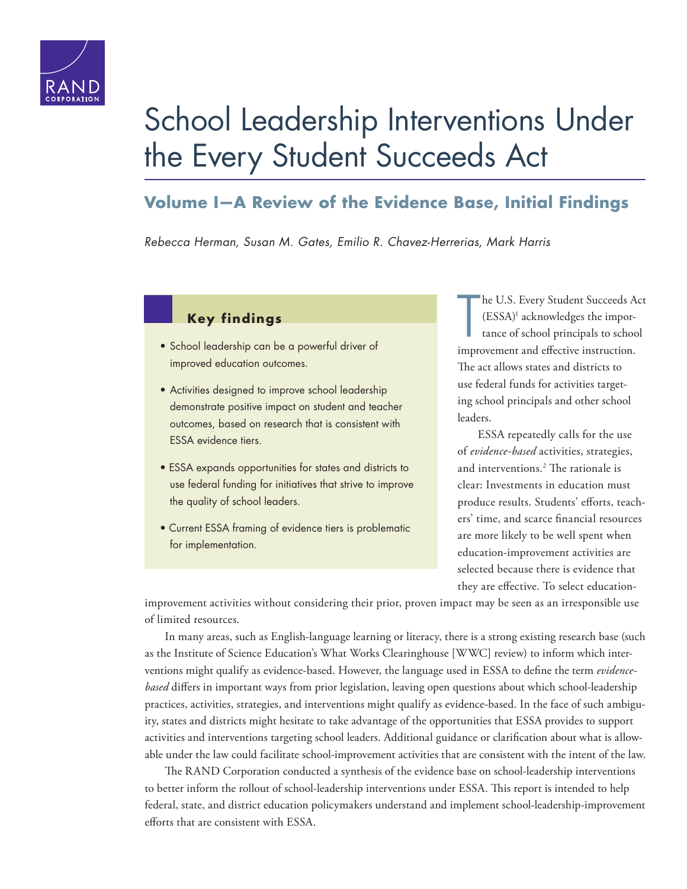# School Leadership Interventions Under the Every Student Succeeds Act

## Volume I—A Review of the Evidence Base, Initial Findings

*Rebecca Herman, Susan M. Gates, Emilio R. Chavez-Herrerias, Mark Harris*

### Key findings

- School leadership can be a powerful driver of improved education outcomes.
- Activities designed to improve school leadership demonstrate positive impact on student and teacher outcomes, based on research that is consistent with ESSA evidence tiers.
- ESSA expands opportunities for states and districts to use federal funding for initiatives that strive to improve the quality of school leaders.
- Current ESSA framing of evidence tiers is problematic for implementation.

The U.S. Every Student Succeeds Act (ESSA)[1] acknowledges the importance of school principals to school improvement and effective instruction. The act allows states and districts to use federal funds for activities targeting school principals and other school leaders.

ESSA repeatedly calls for the use of *evidence-based* activities, strategies, and interventions.[2] The rationale is clear: Investments in education must produce results. Students' efforts, teachers' time, and scarce financial resources are more likely to be well spent when education-improvement activities are selected because there is evidence that they are effective. To select education-improvement activities without considering their prior, proven impact may be seen as an irresponsible use of limited resources.

In many areas, such as English-language learning or literacy, there is a strong existing research base (such as the Institute of Science Education's What Works Clearinghouse [WWC] review) to inform which interventions might qualify as evidence-based. However, the language used in ESSA to define the term *evidence-based* differs in important ways from prior legislation, leaving open questions about which school-leadership practices, activities, strategies, and interventions might qualify as evidence-based. In the face of such ambiguity, states and districts might hesitate to take advantage of the opportunities that ESSA provides to support activities and interventions targeting school leaders. Additional guidance or clarification about what is allowable under the law could facilitate school-improvement activities that are consistent with the intent of the law.

The RAND Corporation conducted a synthesis of the evidence base on school-leadership interventions to better inform the rollout of school-leadership interventions under ESSA. This report is intended to help federal, state, and district education policymakers understand and implement school-leadership-improvement efforts that are consistent with ESSA.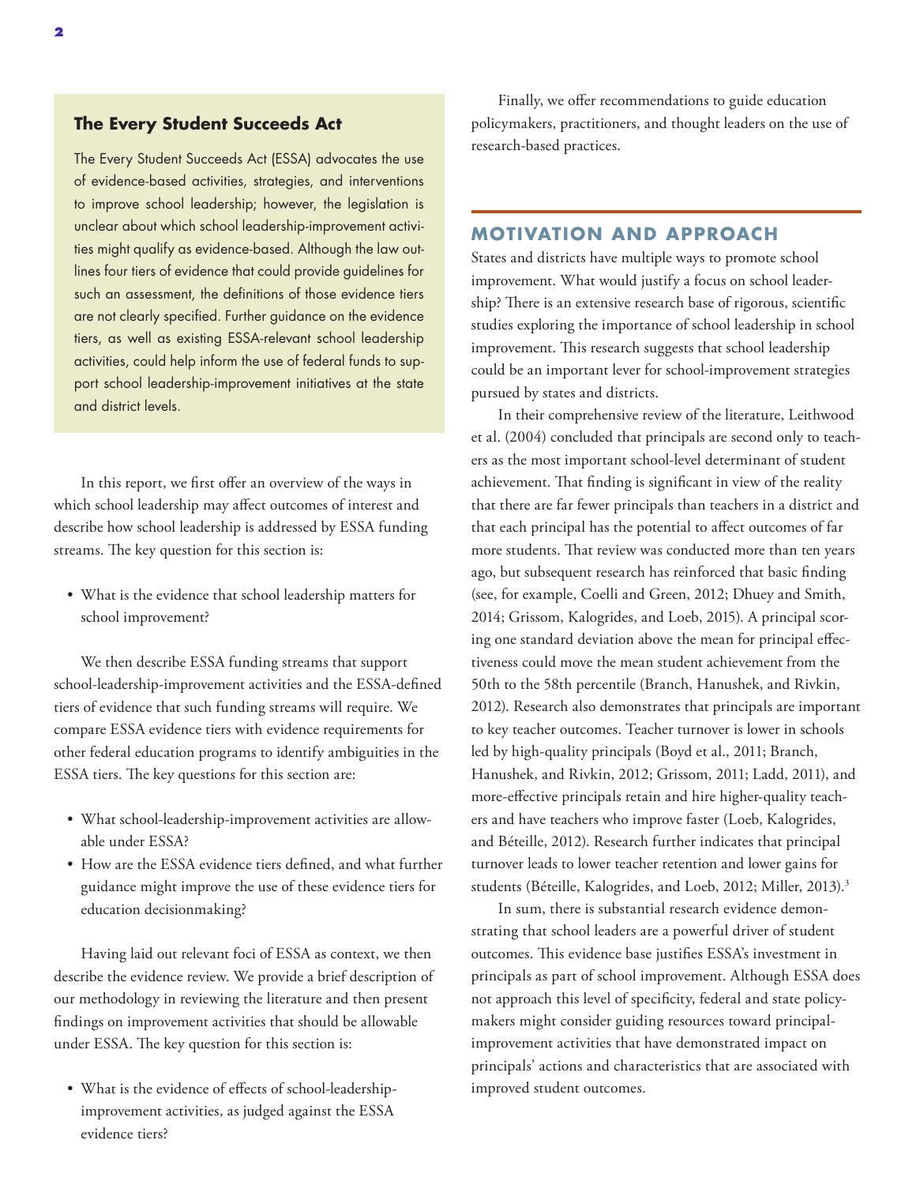### The Every Student Succeeds Act

The Every Student Succeeds Act (ESSA) advocates the use of evidence-based activities, strategies, and interventions to improve school leadership; however, the legislation is unclear about which school leadership-improvement activities might qualify as evidence-based. Although the law outlines four tiers of evidence that could provide guidelines for such an assessment, the definitions of those evidence tiers are not clearly specified. Further guidance on the evidence tiers, as well as existing ESSA-relevant school leadership activities, could help inform the use of federal funds to support school leadership-improvement initiatives at the state and district levels.

In this report, we first offer an overview of the ways in which school leadership may affect outcomes of interest and describe how school leadership is addressed by ESSA funding streams. The key question for this section is:

- What is the evidence that school leadership matters for school improvement?

We then describe ESSA funding streams that support school-leadership-improvement activities and the ESSA-defined tiers of evidence that such funding streams will require. We compare ESSA evidence tiers with evidence requirements for other federal education programs to identify ambiguities in the ESSA tiers. The key questions for this section are:

- What school-leadership-improvement activities are allowable under ESSA?
- How are the ESSA evidence tiers defined, and what further guidance might improve the use of these evidence tiers for education decisionmaking?

Having laid out relevant foci of ESSA as context, we then describe the evidence review. We provide a brief description of our methodology in reviewing the literature and then present findings on improvement activities that should be allowable under ESSA. The key question for this section is:

- What is the evidence of effects of school-leadership-improvement activities, as judged against the ESSA evidence tiers?

Finally, we offer recommendations to guide education policymakers, practitioners, and thought leaders on the use of research-based practices.

## MOTIVATION AND APPROACH

States and districts have multiple ways to promote school improvement. What would justify a focus on school leadership? There is an extensive research base of rigorous, scientific studies exploring the importance of school leadership in school improvement. This research suggests that school leadership could be an important lever for school-improvement strategies pursued by states and districts.

In their comprehensive review of the literature, Leithwood et al. (2004) concluded that principals are second only to teachers as the most important school-level determinant of student achievement. That finding is significant in view of the reality that there are far fewer principals than teachers in a district and that each principal has the potential to affect outcomes of far more students. That review was conducted more than ten years ago, but subsequent research has reinforced that basic finding (see, for example, Coelli and Green, 2012; Dhuey and Smith, 2014; Grissom, Kalogrides, and Loeb, 2015). A principal scoring one standard deviation above the mean for principal effectiveness could move the mean student achievement from the 50th to the 58th percentile (Branch, Hanushek, and Rivkin, 2012). Research also demonstrates that principals are important to key teacher outcomes. Teacher turnover is lower in schools led by high-quality principals (Boyd et al., 2011; Branch, Hanushek, and Rivkin, 2012; Grissom, 2011; Ladd, 2011), and more-effective principals retain and hire higher-quality teachers and have teachers who improve faster (Loeb, Kalogrides, and Béteille, 2012). Research further indicates that principal turnover leads to lower teacher retention and lower gains for students (Béteille, Kalogrides, and Loeb, 2012; Miller, 2013).[3]

In sum, there is substantial research evidence demonstrating that school leaders are a powerful driver of student outcomes. This evidence base justifies ESSA's investment in principals as part of school improvement. Although ESSA does not approach this level of specificity, federal and state policymakers might consider guiding resources toward principal-improvement activities that have demonstrated impact on principals' actions and characteristics that are associated with improved student outcomes.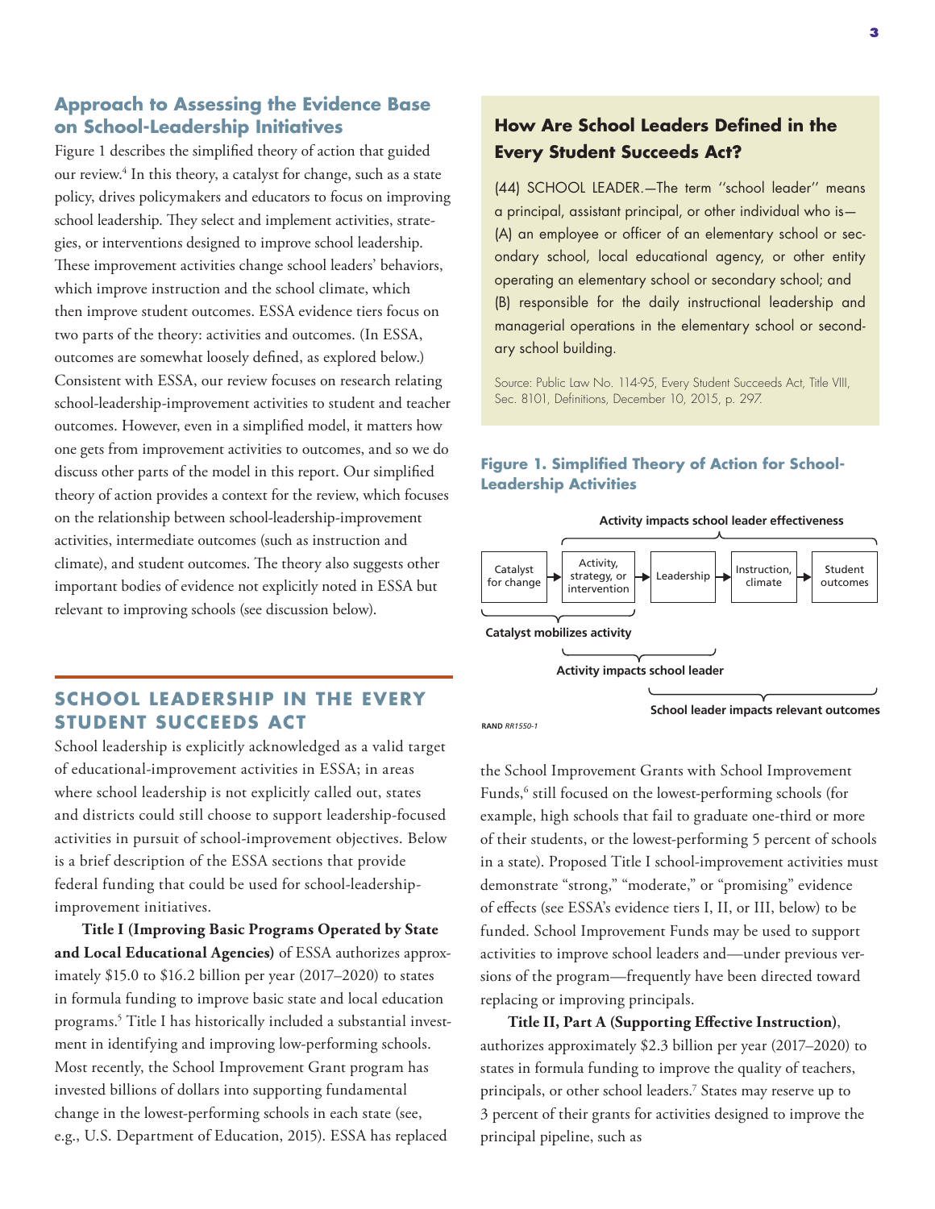## Approach to Assessing the Evidence Base on School-Leadership Initiatives

Figure 1 describes the simplified theory of action that guided our review.[4] In this theory, a catalyst for change, such as a state policy, drives policymakers and educators to focus on improving school leadership. They select and implement activities, strategies, or interventions designed to improve school leadership. These improvement activities change school leaders' behaviors, which improve instruction and the school climate, which then improve student outcomes. ESSA evidence tiers focus on two parts of the theory: activities and outcomes. (In ESSA, outcomes are somewhat loosely defined, as explored below.) Consistent with ESSA, our review focuses on research relating school-leadership-improvement activities to student and teacher outcomes. However, even in a simplified model, it matters how one gets from improvement activities to outcomes, and so we do discuss other parts of the model in this report. Our simplified theory of action provides a context for the review, which focuses on the relationship between school-leadership-improvement activities, intermediate outcomes (such as instruction and climate), and student outcomes. The theory also suggests other important bodies of evidence not explicitly noted in ESSA but relevant to improving schools (see discussion below).

### How Are School Leaders Defined in the Every Student Succeeds Act?

(44) SCHOOL LEADER.—The term ''school leader'' means a principal, assistant principal, or other individual who is— (A) an employee or officer of an elementary school or secondary school, local educational agency, or other entity operating an elementary school or secondary school; and (B) responsible for the daily instructional leadership and managerial operations in the elementary school or secondary school building.

Source: Public Law No. 114-95, Every Student Succeeds Act, Title VIII, Sec. 8101, Definitions, December 10, 2015, p. 297.

**Figure 1. Simplified Theory of Action for School-Leadership Activities**

Catalyst for change → Activity, strategy, or intervention → Leadership → Instruction, climate → Student outcomes

- Activity impacts school leader effectiveness
- Catalyst mobilizes activity
- Activity impacts school leader
- School leader impacts relevant outcomes

RAND *RR1550-1*

## SCHOOL LEADERSHIP IN THE EVERY STUDENT SUCCEEDS ACT

School leadership is explicitly acknowledged as a valid target of educational-improvement activities in ESSA; in areas where school leadership is not explicitly called out, states and districts could still choose to support leadership-focused activities in pursuit of school-improvement objectives. Below is a brief description of the ESSA sections that provide federal funding that could be used for school-leadership-improvement initiatives.

**Title I (Improving Basic Programs Operated by State and Local Educational Agencies)** of ESSA authorizes approximately $15.0 to $16.2 billion per year (2017–2020) to states in formula funding to improve basic state and local education programs.[5] Title I has historically included a substantial investment in identifying and improving low-performing schools. Most recently, the School Improvement Grant program has invested billions of dollars into supporting fundamental change in the lowest-performing schools in each state (see, e.g., U.S. Department of Education, 2015). ESSA has replaced the School Improvement Grants with School Improvement Funds,[6] still focused on the lowest-performing schools (for example, high schools that fail to graduate one-third or more of their students, or the lowest-performing 5 percent of schools in a state). Proposed Title I school-improvement activities must demonstrate "strong," "moderate," or "promising" evidence of effects (see ESSA's evidence tiers I, II, or III, below) to be funded. School Improvement Funds may be used to support activities to improve school leaders and—under previous versions of the program—frequently have been directed toward replacing or improving principals.

**Title II, Part A (Supporting Effective Instruction)**, authorizes approximately $2.3 billion per year (2017–2020) to states in formula funding to improve the quality of teachers, principals, or other school leaders.[7] States may reserve up to 3 percent of their grants for activities designed to improve the principal pipeline, such as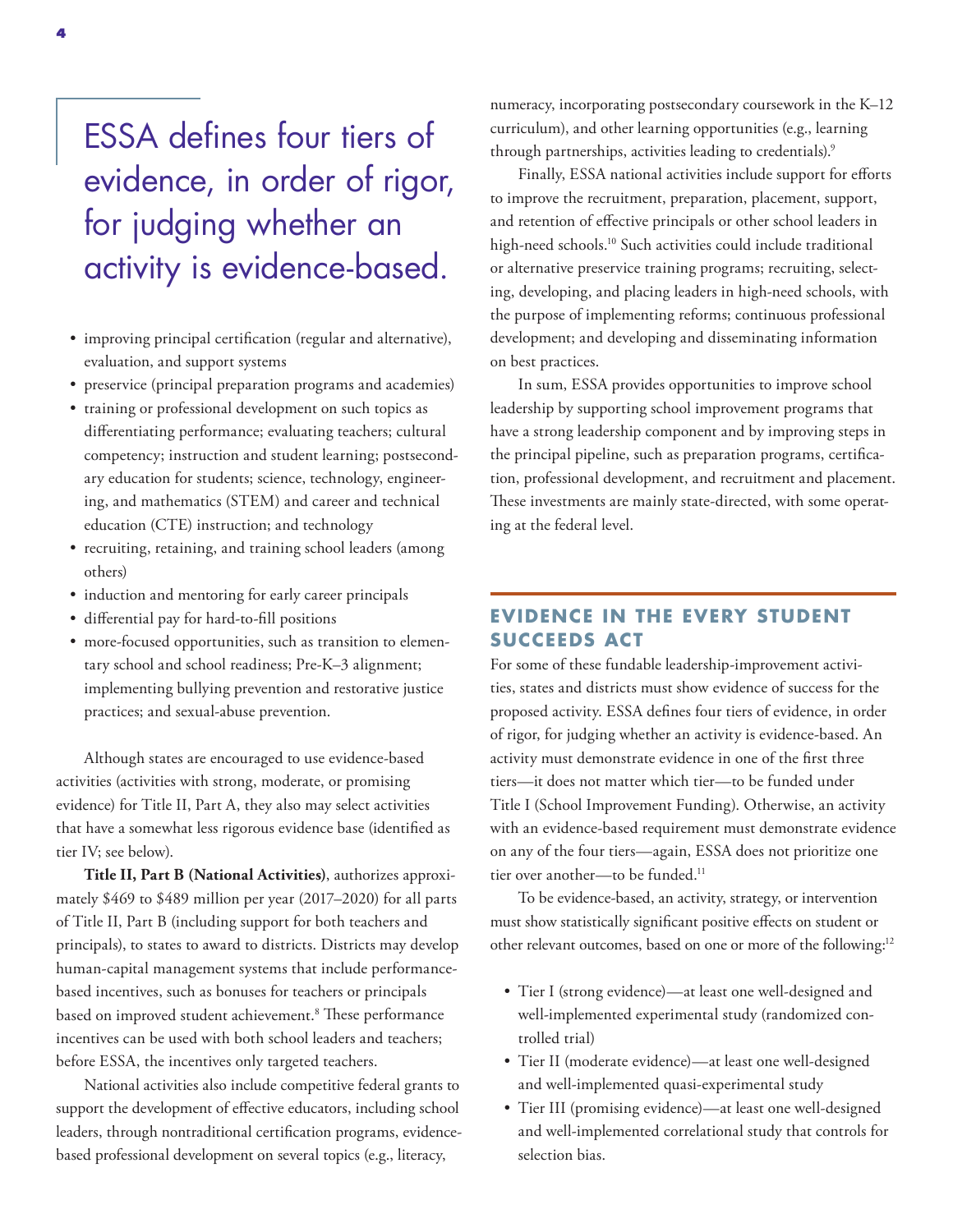> ESSA defines four tiers of evidence, in order of rigor, for judging whether an activity is evidence-based.

- improving principal certification (regular and alternative), evaluation, and support systems
- preservice (principal preparation programs and academies)
- training or professional development on such topics as differentiating performance; evaluating teachers; cultural competency; instruction and student learning; postsecondary education for students; science, technology, engineering, and mathematics (STEM) and career and technical education (CTE) instruction; and technology
- recruiting, retaining, and training school leaders (among others)
- induction and mentoring for early career principals
- differential pay for hard-to-fill positions
- more-focused opportunities, such as transition to elementary school and school readiness; Pre-K–3 alignment; implementing bullying prevention and restorative justice practices; and sexual-abuse prevention.

Although states are encouraged to use evidence-based activities (activities with strong, moderate, or promising evidence) for Title II, Part A, they also may select activities that have a somewhat less rigorous evidence base (identified as tier IV; see below).

**Title II, Part B (National Activities)**, authorizes approximately $469 to $489 million per year (2017–2020) for all parts of Title II, Part B (including support for both teachers and principals), to states to award to districts. Districts may develop human-capital management systems that include performance-based incentives, such as bonuses for teachers or principals based on improved student achievement.[8] These performance incentives can be used with both school leaders and teachers; before ESSA, the incentives only targeted teachers.

National activities also include competitive federal grants to support the development of effective educators, including school leaders, through nontraditional certification programs, evidence-based professional development on several topics (e.g., literacy, numeracy, incorporating postsecondary coursework in the K–12 curriculum), and other learning opportunities (e.g., learning through partnerships, activities leading to credentials).[9]

Finally, ESSA national activities include support for efforts to improve the recruitment, preparation, placement, support, and retention of effective principals or other school leaders in high-need schools.[10] Such activities could include traditional or alternative preservice training programs; recruiting, selecting, developing, and placing leaders in high-need schools, with the purpose of implementing reforms; continuous professional development; and developing and disseminating information on best practices.

In sum, ESSA provides opportunities to improve school leadership by supporting school improvement programs that have a strong leadership component and by improving steps in the principal pipeline, such as preparation programs, certification, professional development, and recruitment and placement. These investments are mainly state-directed, with some operating at the federal level.

## EVIDENCE IN THE EVERY STUDENT SUCCEEDS ACT

For some of these fundable leadership-improvement activities, states and districts must show evidence of success for the proposed activity. ESSA defines four tiers of evidence, in order of rigor, for judging whether an activity is evidence-based. An activity must demonstrate evidence in one of the first three tiers—it does not matter which tier—to be funded under Title I (School Improvement Funding). Otherwise, an activity with an evidence-based requirement must demonstrate evidence on any of the four tiers—again, ESSA does not prioritize one tier over another—to be funded.[11]

To be evidence-based, an activity, strategy, or intervention must show statistically significant positive effects on student or other relevant outcomes, based on one or more of the following:[12]

- Tier I (strong evidence)—at least one well-designed and well-implemented experimental study (randomized controlled trial)
- Tier II (moderate evidence)—at least one well-designed and well-implemented quasi-experimental study
- Tier III (promising evidence)—at least one well-designed and well-implemented correlational study that controls for selection bias.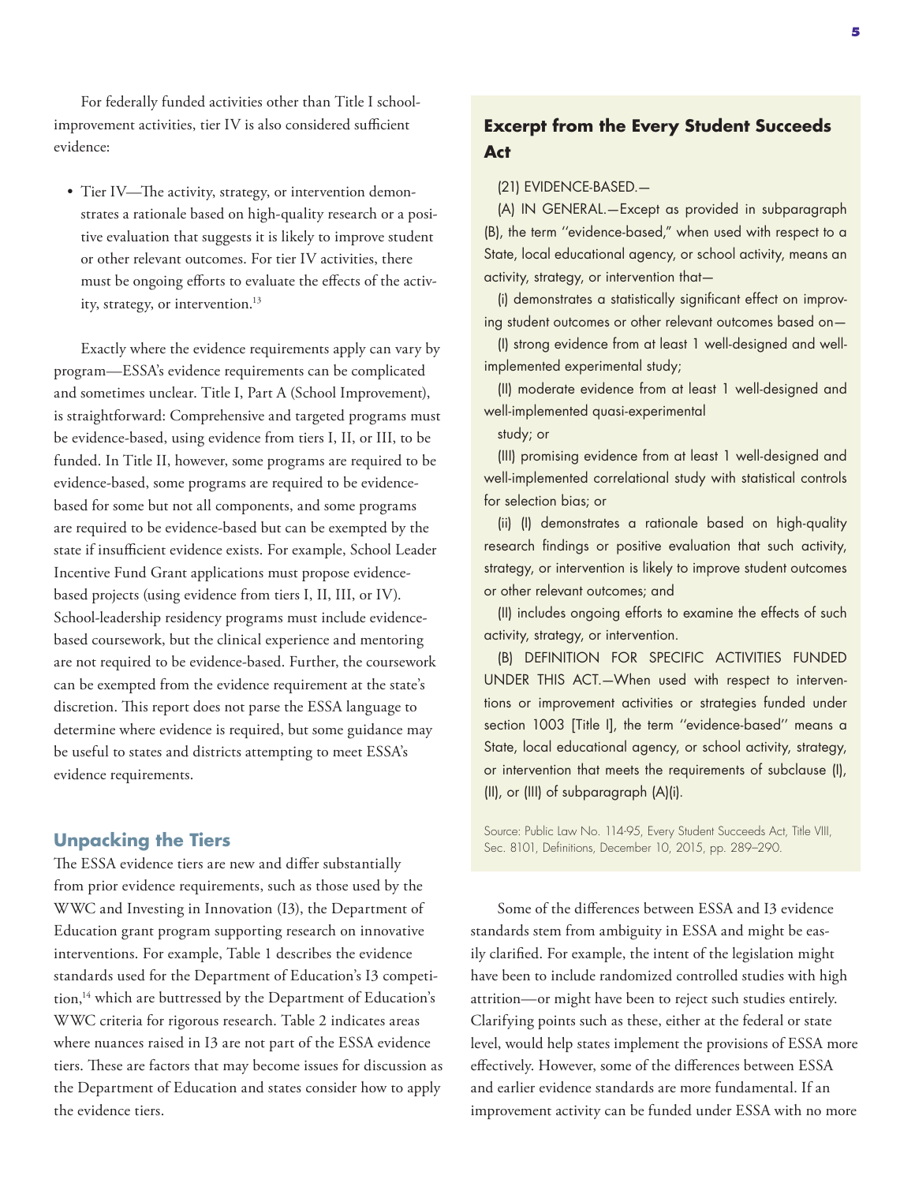For federally funded activities other than Title I school-improvement activities, tier IV is also considered sufficient evidence:

- Tier IV—The activity, strategy, or intervention demonstrates a rationale based on high-quality research or a positive evaluation that suggests it is likely to improve student or other relevant outcomes. For tier IV activities, there must be ongoing efforts to evaluate the effects of the activity, strategy, or intervention.[13]

Exactly where the evidence requirements apply can vary by program—ESSA's evidence requirements can be complicated and sometimes unclear. Title I, Part A (School Improvement), is straightforward: Comprehensive and targeted programs must be evidence-based, using evidence from tiers I, II, or III, to be funded. In Title II, however, some programs are required to be evidence-based, some programs are required to be evidence-based for some but not all components, and some programs are required to be evidence-based but can be exempted by the state if insufficient evidence exists. For example, School Leader Incentive Fund Grant applications must propose evidence-based projects (using evidence from tiers I, II, III, or IV). School-leadership residency programs must include evidence-based coursework, but the clinical experience and mentoring are not required to be evidence-based. Further, the coursework can be exempted from the evidence requirement at the state's discretion. This report does not parse the ESSA language to determine where evidence is required, but some guidance may be useful to states and districts attempting to meet ESSA's evidence requirements.

## Unpacking the Tiers

The ESSA evidence tiers are new and differ substantially from prior evidence requirements, such as those used by the WWC and Investing in Innovation (I3), the Department of Education grant program supporting research on innovative interventions. For example, Table 1 describes the evidence standards used for the Department of Education's I3 competition,[14] which are buttressed by the Department of Education's WWC criteria for rigorous research. Table 2 indicates areas where nuances raised in I3 are not part of the ESSA evidence tiers. These are factors that may become issues for discussion as the Department of Education and states consider how to apply the evidence tiers.

### Excerpt from the Every Student Succeeds Act

(21) EVIDENCE-BASED.—

(A) IN GENERAL.—Except as provided in subparagraph (B), the term ''evidence-based,'' when used with respect to a State, local educational agency, or school activity, means an activity, strategy, or intervention that—

(i) demonstrates a statistically significant effect on improving student outcomes or other relevant outcomes based on—

(I) strong evidence from at least 1 well-designed and well-implemented experimental study;

(II) moderate evidence from at least 1 well-designed and well-implemented quasi-experimental study; or

(III) promising evidence from at least 1 well-designed and well-implemented correlational study with statistical controls for selection bias; or

(ii) (I) demonstrates a rationale based on high-quality research findings or positive evaluation that such activity, strategy, or intervention is likely to improve student outcomes or other relevant outcomes; and

(II) includes ongoing efforts to examine the effects of such activity, strategy, or intervention.

(B) DEFINITION FOR SPECIFIC ACTIVITIES FUNDED UNDER THIS ACT.—When used with respect to interventions or improvement activities or strategies funded under section 1003 [Title I], the term ''evidence-based'' means a State, local educational agency, or school activity, strategy, or intervention that meets the requirements of subclause (I), (II), or (III) of subparagraph (A)(i).

Source: Public Law No. 114-95, Every Student Succeeds Act, Title VIII, Sec. 8101, Definitions, December 10, 2015, pp. 289–290.

Some of the differences between ESSA and I3 evidence standards stem from ambiguity in ESSA and might be easily clarified. For example, the intent of the legislation might have been to include randomized controlled studies with high attrition—or might have been to reject such studies entirely. Clarifying points such as these, either at the federal or state level, would help states implement the provisions of ESSA more effectively. However, some of the differences between ESSA and earlier evidence standards are more fundamental. If an improvement activity can be funded under ESSA with no more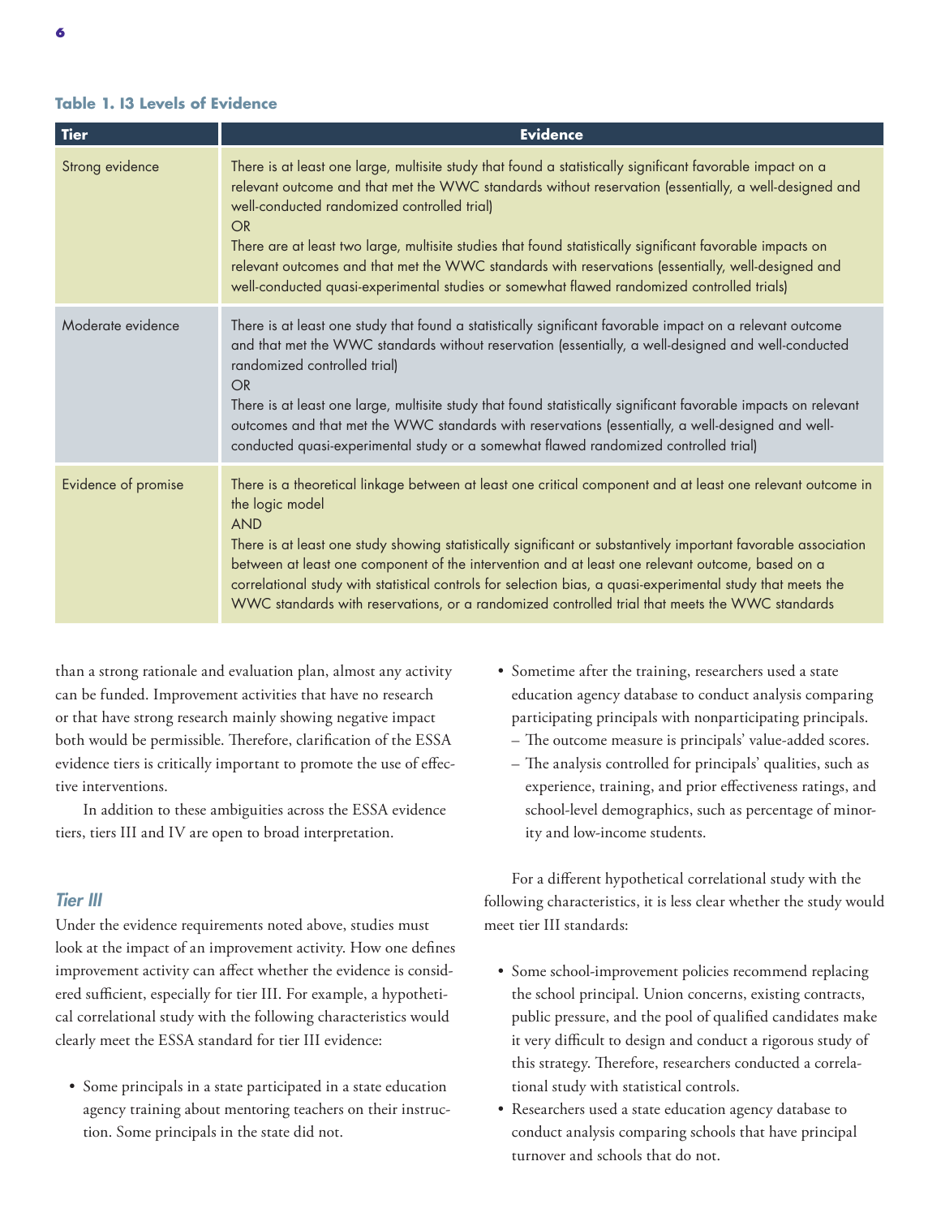**Table 1. I3 Levels of Evidence**

| Tier | Evidence |
|---|---|
| Strong evidence | There is at least one large, multisite study that found a statistically significant favorable impact on a relevant outcome and that met the WWC standards without reservation (essentially, a well-designed and well-conducted randomized controlled trial)<br>OR<br>There are at least two large, multisite studies that found statistically significant favorable impacts on relevant outcomes and that met the WWC standards with reservations (essentially, well-designed and well-conducted quasi-experimental studies or somewhat flawed randomized controlled trials) |
| Moderate evidence | There is at least one study that found a statistically significant favorable impact on a relevant outcome and that met the WWC standards without reservation (essentially, a well-designed and well-conducted randomized controlled trial)<br>OR<br>There is at least one large, multisite study that found statistically significant favorable impacts on relevant outcomes and that met the WWC standards with reservations (essentially, a well-designed and well-conducted quasi-experimental study or a somewhat flawed randomized controlled trial) |
| Evidence of promise | There is a theoretical linkage between at least one critical component and at least one relevant outcome in the logic model<br>AND<br>There is at least one study showing statistically significant or substantively important favorable association between at least one component of the intervention and at least one relevant outcome, based on a correlational study with statistical controls for selection bias, a quasi-experimental study that meets the WWC standards with reservations, or a randomized controlled trial that meets the WWC standards |

than a strong rationale and evaluation plan, almost any activity can be funded. Improvement activities that have no research or that have strong research mainly showing negative impact both would be permissible. Therefore, clarification of the ESSA evidence tiers is critically important to promote the use of effective interventions.

In addition to these ambiguities across the ESSA evidence tiers, tiers III and IV are open to broad interpretation.

### *Tier III*

Under the evidence requirements noted above, studies must look at the impact of an improvement activity. How one defines improvement activity can affect whether the evidence is considered sufficient, especially for tier III. For example, a hypothetical correlational study with the following characteristics would clearly meet the ESSA standard for tier III evidence:

- Some principals in a state participated in a state education agency training about mentoring teachers on their instruction. Some principals in the state did not.
- Sometime after the training, researchers used a state education agency database to conduct analysis comparing participating principals with nonparticipating principals.
  - The outcome measure is principals' value-added scores.
  - The analysis controlled for principals' qualities, such as experience, training, and prior effectiveness ratings, and school-level demographics, such as percentage of minority and low-income students.

For a different hypothetical correlational study with the following characteristics, it is less clear whether the study would meet tier III standards:

- Some school-improvement policies recommend replacing the school principal. Union concerns, existing contracts, public pressure, and the pool of qualified candidates make it very difficult to design and conduct a rigorous study of this strategy. Therefore, researchers conducted a correlational study with statistical controls.
- Researchers used a state education agency database to conduct analysis comparing schools that have principal turnover and schools that do not.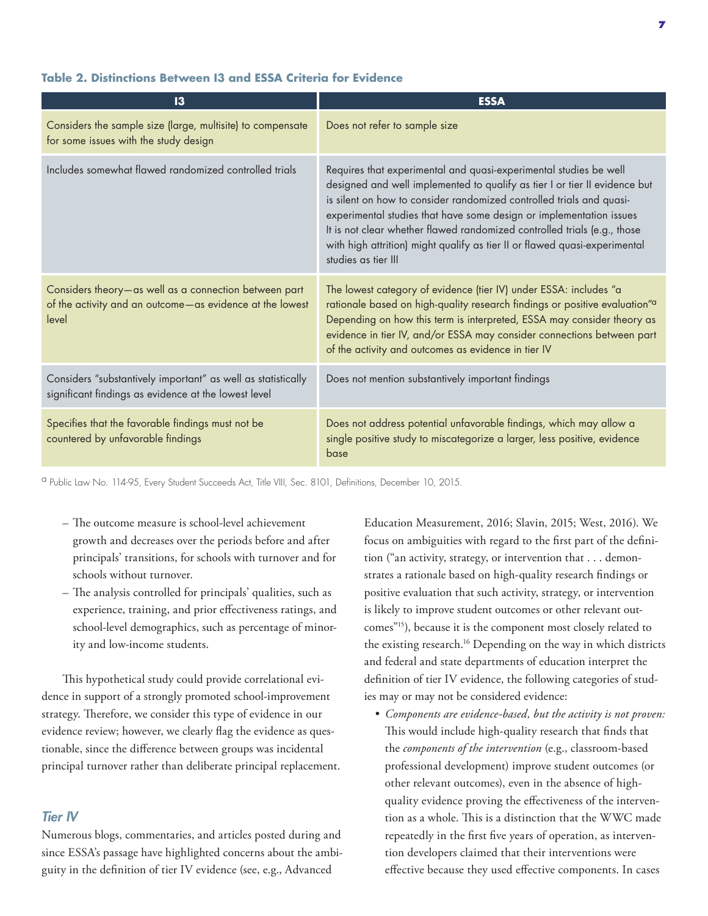**Table 2. Distinctions Between I3 and ESSA Criteria for Evidence**

| I3 | ESSA |
| --- | --- |
| Considers the sample size (large, multisite) to compensate for some issues with the study design | Does not refer to sample size |
| Includes somewhat flawed randomized controlled trials | Requires that experimental and quasi-experimental studies be well designed and well implemented to qualify as tier I or tier II evidence but is silent on how to consider randomized controlled trials and quasi-experimental studies that have some design or implementation issues It is not clear whether flawed randomized controlled trials (e.g., those with high attrition) might qualify as tier II or flawed quasi-experimental studies as tier III |
| Considers theory—as well as a connection between part of the activity and an outcome—as evidence at the lowest level | The lowest category of evidence (tier IV) under ESSA: includes "a rationale based on high-quality research findings or positive evaluation"[a] Depending on how this term is interpreted, ESSA may consider theory as evidence in tier IV, and/or ESSA may consider connections between part of the activity and outcomes as evidence in tier IV |
| Considers "substantively important" as well as statistically significant findings as evidence at the lowest level | Does not mention substantively important findings |
| Specifies that the favorable findings must not be countered by unfavorable findings | Does not address potential unfavorable findings, which may allow a single positive study to miscategorize a larger, less positive, evidence base |

[a] Public Law No. 114-95, Every Student Succeeds Act, Title VIII, Sec. 8101, Definitions, December 10, 2015.

– The outcome measure is school-level achievement growth and decreases over the periods before and after principals' transitions, for schools with turnover and for schools without turnover.

– The analysis controlled for principals' qualities, such as experience, training, and prior effectiveness ratings, and school-level demographics, such as percentage of minority and low-income students.

This hypothetical study could provide correlational evidence in support of a strongly promoted school-improvement strategy. Therefore, we consider this type of evidence in our evidence review; however, we clearly flag the evidence as questionable, since the difference between groups was incidental principal turnover rather than deliberate principal replacement.

### *Tier IV*

Numerous blogs, commentaries, and articles posted during and since ESSA's passage have highlighted concerns about the ambiguity in the definition of tier IV evidence (see, e.g., Advanced Education Measurement, 2016; Slavin, 2015; West, 2016). We focus on ambiguities with regard to the first part of the definition ("an activity, strategy, or intervention that . . . demonstrates a rationale based on high-quality research findings or positive evaluation that such activity, strategy, or intervention is likely to improve student outcomes or other relevant outcomes"[15]), because it is the component most closely related to the existing research.[16] Depending on the way in which districts and federal and state departments of education interpret the definition of tier IV evidence, the following categories of studies may or may not be considered evidence:

- *Components are evidence-based, but the activity is not proven:* This would include high-quality research that finds that the *components of the intervention* (e.g., classroom-based professional development) improve student outcomes (or other relevant outcomes), even in the absence of high-quality evidence proving the effectiveness of the intervention as a whole. This is a distinction that the WWC made repeatedly in the first five years of operation, as intervention developers claimed that their interventions were effective because they used effective components. In cases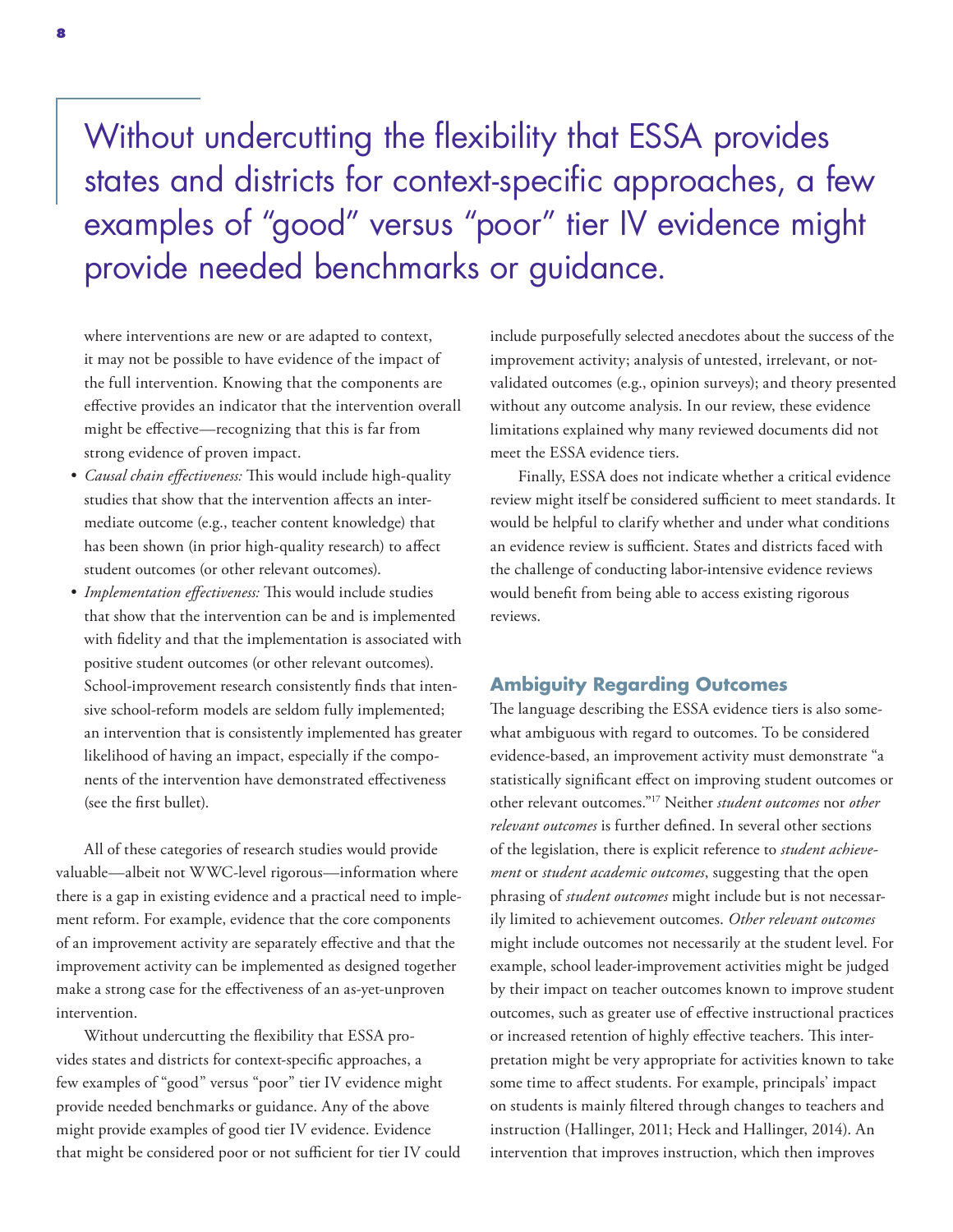> Without undercutting the flexibility that ESSA provides states and districts for context-specific approaches, a few examples of "good" versus "poor" tier IV evidence might provide needed benchmarks or guidance.

where interventions are new or are adapted to context, it may not be possible to have evidence of the impact of the full intervention. Knowing that the components are effective provides an indicator that the intervention overall might be effective—recognizing that this is far from strong evidence of proven impact.

- *Causal chain effectiveness:* This would include high-quality studies that show that the intervention affects an intermediate outcome (e.g., teacher content knowledge) that has been shown (in prior high-quality research) to affect student outcomes (or other relevant outcomes).
- *Implementation effectiveness:* This would include studies that show that the intervention can be and is implemented with fidelity and that the implementation is associated with positive student outcomes (or other relevant outcomes). School-improvement research consistently finds that intensive school-reform models are seldom fully implemented; an intervention that is consistently implemented has greater likelihood of having an impact, especially if the components of the intervention have demonstrated effectiveness (see the first bullet).

All of these categories of research studies would provide valuable—albeit not WWC-level rigorous—information where there is a gap in existing evidence and a practical need to implement reform. For example, evidence that the core components of an improvement activity are separately effective and that the improvement activity can be implemented as designed together make a strong case for the effectiveness of an as-yet-unproven intervention.

Without undercutting the flexibility that ESSA provides states and districts for context-specific approaches, a few examples of "good" versus "poor" tier IV evidence might provide needed benchmarks or guidance. Any of the above might provide examples of good tier IV evidence. Evidence that might be considered poor or not sufficient for tier IV could include purposefully selected anecdotes about the success of the improvement activity; analysis of untested, irrelevant, or not-validated outcomes (e.g., opinion surveys); and theory presented without any outcome analysis. In our review, these evidence limitations explained why many reviewed documents did not meet the ESSA evidence tiers.

Finally, ESSA does not indicate whether a critical evidence review might itself be considered sufficient to meet standards. It would be helpful to clarify whether and under what conditions an evidence review is sufficient. States and districts faced with the challenge of conducting labor-intensive evidence reviews would benefit from being able to access existing rigorous reviews.

## Ambiguity Regarding Outcomes

The language describing the ESSA evidence tiers is also somewhat ambiguous with regard to outcomes. To be considered evidence-based, an improvement activity must demonstrate "a statistically significant effect on improving student outcomes or other relevant outcomes."[17] Neither *student outcomes* nor *other relevant outcomes* is further defined. In several other sections of the legislation, there is explicit reference to *student achievement* or *student academic outcomes*, suggesting that the open phrasing of *student outcomes* might include but is not necessarily limited to achievement outcomes. *Other relevant outcomes* might include outcomes not necessarily at the student level. For example, school leader-improvement activities might be judged by their impact on teacher outcomes known to improve student outcomes, such as greater use of effective instructional practices or increased retention of highly effective teachers. This interpretation might be very appropriate for activities known to take some time to affect students. For example, principals' impact on students is mainly filtered through changes to teachers and instruction (Hallinger, 2011; Heck and Hallinger, 2014). An intervention that improves instruction, which then improves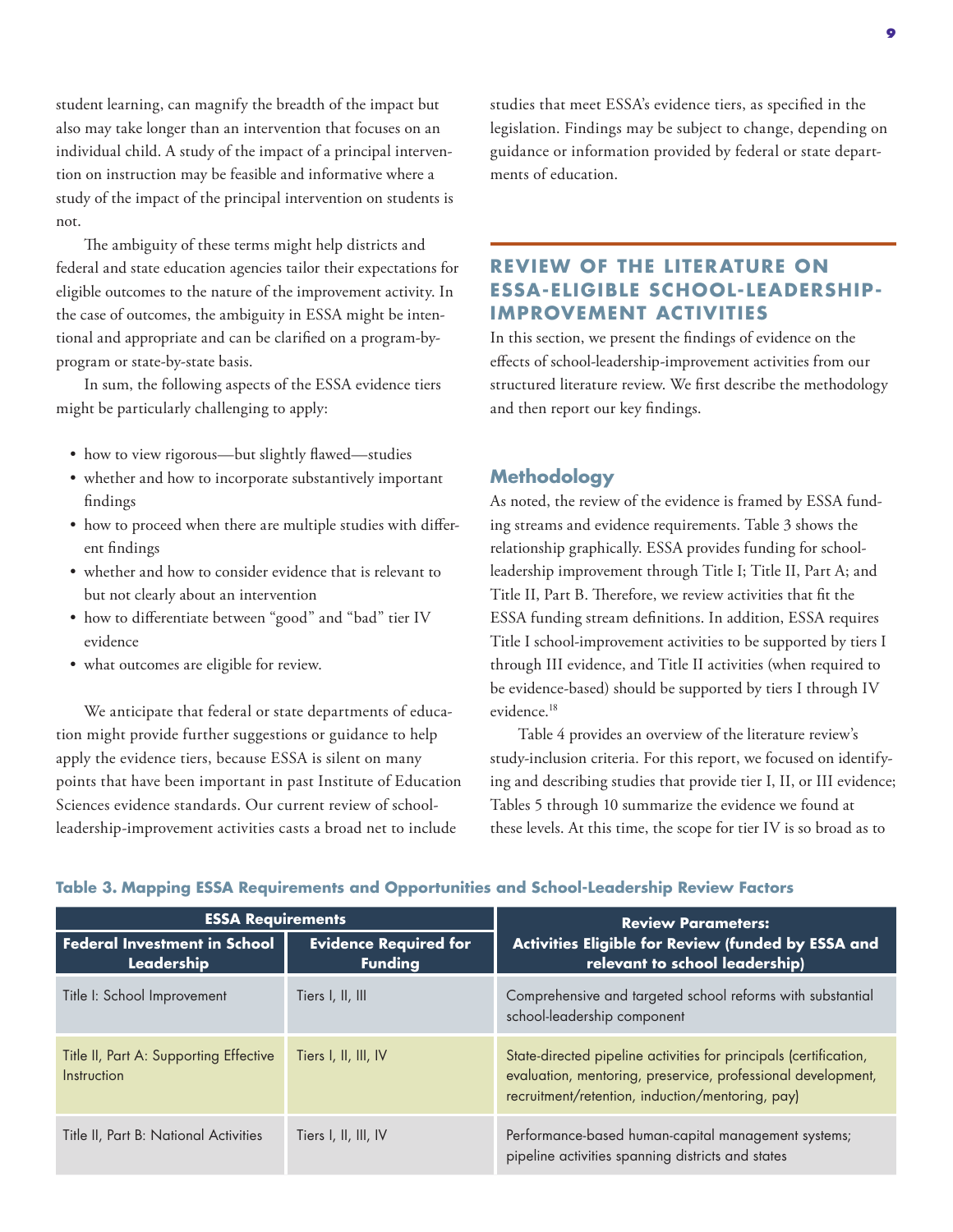student learning, can magnify the breadth of the impact but also may take longer than an intervention that focuses on an individual child. A study of the impact of a principal intervention on instruction may be feasible and informative where a study of the impact of the principal intervention on students is not.

The ambiguity of these terms might help districts and federal and state education agencies tailor their expectations for eligible outcomes to the nature of the improvement activity. In the case of outcomes, the ambiguity in ESSA might be intentional and appropriate and can be clarified on a program-by-program or state-by-state basis.

In sum, the following aspects of the ESSA evidence tiers might be particularly challenging to apply:

- how to view rigorous—but slightly flawed—studies
- whether and how to incorporate substantively important findings
- how to proceed when there are multiple studies with different findings
- whether and how to consider evidence that is relevant to but not clearly about an intervention
- how to differentiate between "good" and "bad" tier IV evidence
- what outcomes are eligible for review.

We anticipate that federal or state departments of education might provide further suggestions or guidance to help apply the evidence tiers, because ESSA is silent on many points that have been important in past Institute of Education Sciences evidence standards. Our current review of school-leadership-improvement activities casts a broad net to include studies that meet ESSA's evidence tiers, as specified in the legislation. Findings may be subject to change, depending on guidance or information provided by federal or state departments of education.

## REVIEW OF THE LITERATURE ON ESSA-ELIGIBLE SCHOOL-LEADERSHIP-IMPROVEMENT ACTIVITIES

In this section, we present the findings of evidence on the effects of school-leadership-improvement activities from our structured literature review. We first describe the methodology and then report our key findings.

### Methodology

As noted, the review of the evidence is framed by ESSA funding streams and evidence requirements. Table 3 shows the relationship graphically. ESSA provides funding for school-leadership improvement through Title I; Title II, Part A; and Title II, Part B. Therefore, we review activities that fit the ESSA funding stream definitions. In addition, ESSA requires Title I school-improvement activities to be supported by tiers I through III evidence, and Title II activities (when required to be evidence-based) should be supported by tiers I through IV evidence.[18]

Table 4 provides an overview of the literature review's study-inclusion criteria. For this report, we focused on identifying and describing studies that provide tier I, II, or III evidence; Tables 5 through 10 summarize the evidence we found at these levels. At this time, the scope for tier IV is so broad as to

**Table 3. Mapping ESSA Requirements and Opportunities and School-Leadership Review Factors**

| ESSA Requirements | | Review Parameters: Activities Eligible for Review (funded by ESSA and relevant to school leadership) |
|---|---|---|
| **Federal Investment in School Leadership** | **Evidence Required for Funding** | |
| Title I: School Improvement | Tiers I, II, III | Comprehensive and targeted school reforms with substantial school-leadership component |
| Title II, Part A: Supporting Effective Instruction | Tiers I, II, III, IV | State-directed pipeline activities for principals (certification, evaluation, mentoring, preservice, professional development, recruitment/retention, induction/mentoring, pay) |
| Title II, Part B: National Activities | Tiers I, II, III, IV | Performance-based human-capital management systems; pipeline activities spanning districts and states |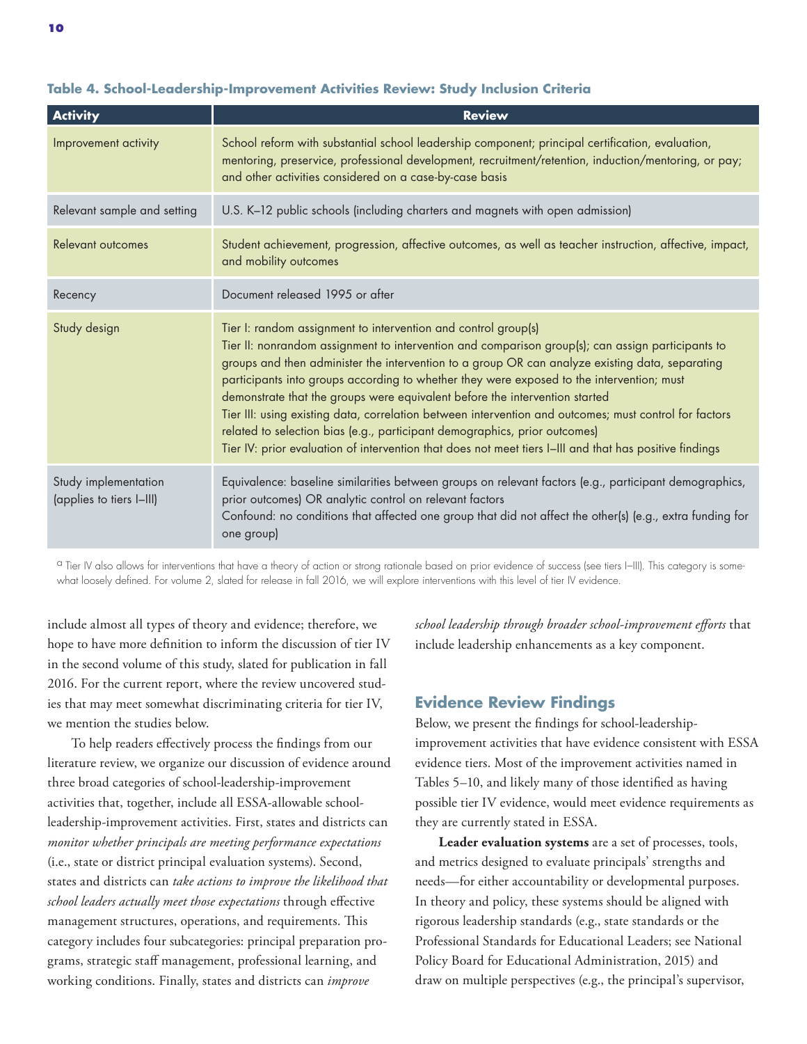**Table 4. School-Leadership-Improvement Activities Review: Study Inclusion Criteria**

| Activity | Review |
|---|---|
| Improvement activity | School reform with substantial school leadership component; principal certification, evaluation, mentoring, preservice, professional development, recruitment/retention, induction/mentoring, or pay; and other activities considered on a case-by-case basis |
| Relevant sample and setting | U.S. K–12 public schools (including charters and magnets with open admission) |
| Relevant outcomes | Student achievement, progression, affective outcomes, as well as teacher instruction, affective, impact, and mobility outcomes |
| Recency | Document released 1995 or after |
| Study design | Tier I: random assignment to intervention and control group(s)<br>Tier II: nonrandom assignment to intervention and comparison group(s); can assign participants to groups and then administer the intervention to a group OR can analyze existing data, separating participants into groups according to whether they were exposed to the intervention; must demonstrate that the groups were equivalent before the intervention started<br>Tier III: using existing data, correlation between intervention and outcomes; must control for factors related to selection bias (e.g., participant demographics, prior outcomes)<br>Tier IV: prior evaluation of intervention that does not meet tiers I–III and that has positive findings |
| Study implementation (applies to tiers I–III) | Equivalence: baseline similarities between groups on relevant factors (e.g., participant demographics, prior outcomes) OR analytic control on relevant factors<br>Confound: no conditions that affected one group that did not affect the other(s) (e.g., extra funding for one group) |

[a] Tier IV also allows for interventions that have a theory of action or strong rationale based on prior evidence of success (see tiers I–III). This category is somewhat loosely defined. For volume 2, slated for release in fall 2016, we will explore interventions with this level of tier IV evidence.

include almost all types of theory and evidence; therefore, we hope to have more definition to inform the discussion of tier IV in the second volume of this study, slated for publication in fall 2016. For the current report, where the review uncovered studies that may meet somewhat discriminating criteria for tier IV, we mention the studies below.

To help readers effectively process the findings from our literature review, we organize our discussion of evidence around three broad categories of school-leadership-improvement activities that, together, include all ESSA-allowable school-leadership-improvement activities. First, states and districts can *monitor whether principals are meeting performance expectations* (i.e., state or district principal evaluation systems). Second, states and districts can *take actions to improve the likelihood that school leaders actually meet those expectations* through effective management structures, operations, and requirements. This category includes four subcategories: principal preparation programs, strategic staff management, professional learning, and working conditions. Finally, states and districts can *improve school leadership through broader school-improvement efforts* that include leadership enhancements as a key component.

## Evidence Review Findings

Below, we present the findings for school-leadership-improvement activities that have evidence consistent with ESSA evidence tiers. Most of the improvement activities named in Tables 5–10, and likely many of those identified as having possible tier IV evidence, would meet evidence requirements as they are currently stated in ESSA.

**Leader evaluation systems** are a set of processes, tools, and metrics designed to evaluate principals' strengths and needs—for either accountability or developmental purposes. In theory and policy, these systems should be aligned with rigorous leadership standards (e.g., state standards or the Professional Standards for Educational Leaders; see National Policy Board for Educational Administration, 2015) and draw on multiple perspectives (e.g., the principal's supervisor,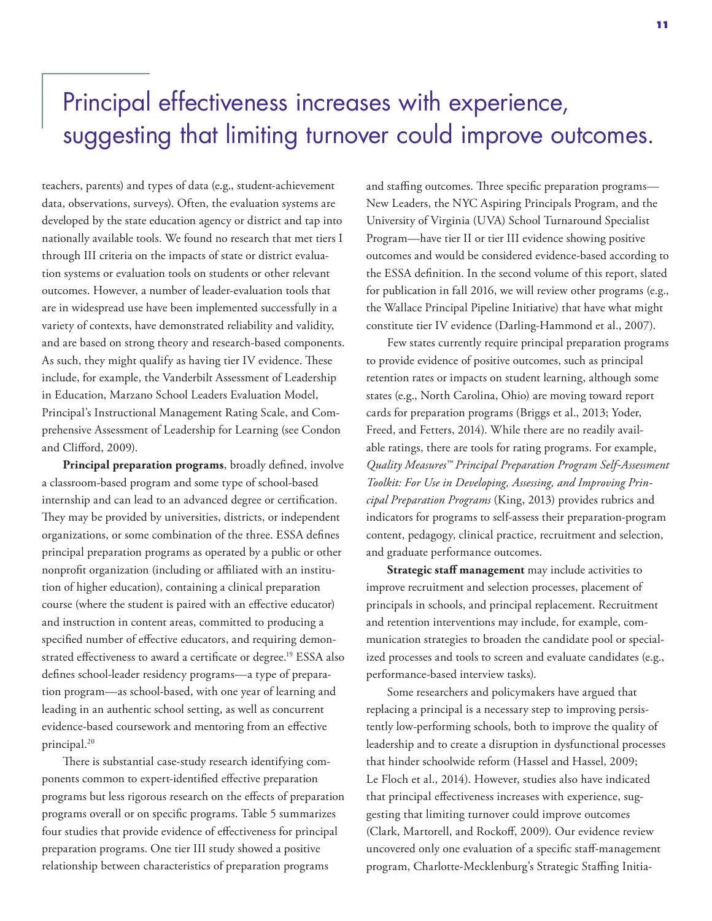> Principal effectiveness increases with experience, suggesting that limiting turnover could improve outcomes.

teachers, parents) and types of data (e.g., student-achievement data, observations, surveys). Often, the evaluation systems are developed by the state education agency or district and tap into nationally available tools. We found no research that met tiers I through III criteria on the impacts of state or district evaluation systems or evaluation tools on students or other relevant outcomes. However, a number of leader-evaluation tools that are in widespread use have been implemented successfully in a variety of contexts, have demonstrated reliability and validity, and are based on strong theory and research-based components. As such, they might qualify as having tier IV evidence. These include, for example, the Vanderbilt Assessment of Leadership in Education, Marzano School Leaders Evaluation Model, Principal's Instructional Management Rating Scale, and Comprehensive Assessment of Leadership for Learning (see Condon and Clifford, 2009).

**Principal preparation programs**, broadly defined, involve a classroom-based program and some type of school-based internship and can lead to an advanced degree or certification. They may be provided by universities, districts, or independent organizations, or some combination of the three. ESSA defines principal preparation programs as operated by a public or other nonprofit organization (including or affiliated with an institution of higher education), containing a clinical preparation course (where the student is paired with an effective educator) and instruction in content areas, committed to producing a specified number of effective educators, and requiring demonstrated effectiveness to award a certificate or degree.[19] ESSA also defines school-leader residency programs—a type of preparation program—as school-based, with one year of learning and leading in an authentic school setting, as well as concurrent evidence-based coursework and mentoring from an effective principal.[20]

There is substantial case-study research identifying components common to expert-identified effective preparation programs but less rigorous research on the effects of preparation programs overall or on specific programs. Table 5 summarizes four studies that provide evidence of effectiveness for principal preparation programs. One tier III study showed a positive relationship between characteristics of preparation programs and staffing outcomes. Three specific preparation programs—New Leaders, the NYC Aspiring Principals Program, and the University of Virginia (UVA) School Turnaround Specialist Program—have tier II or tier III evidence showing positive outcomes and would be considered evidence-based according to the ESSA definition. In the second volume of this report, slated for publication in fall 2016, we will review other programs (e.g., the Wallace Principal Pipeline Initiative) that have what might constitute tier IV evidence (Darling-Hammond et al., 2007).

Few states currently require principal preparation programs to provide evidence of positive outcomes, such as principal retention rates or impacts on student learning, although some states (e.g., North Carolina, Ohio) are moving toward report cards for preparation programs (Briggs et al., 2013; Yoder, Freed, and Fetters, 2014). While there are no readily available ratings, there are tools for rating programs. For example, *Quality Measures™ Principal Preparation Program Self-Assessment Toolkit: For Use in Developing, Assessing, and Improving Principal Preparation Programs* (King, 2013) provides rubrics and indicators for programs to self-assess their preparation-program content, pedagogy, clinical practice, recruitment and selection, and graduate performance outcomes.

**Strategic staff management** may include activities to improve recruitment and selection processes, placement of principals in schools, and principal replacement. Recruitment and retention interventions may include, for example, communication strategies to broaden the candidate pool or specialized processes and tools to screen and evaluate candidates (e.g., performance-based interview tasks).

Some researchers and policymakers have argued that replacing a principal is a necessary step to improving persistently low-performing schools, both to improve the quality of leadership and to create a disruption in dysfunctional processes that hinder schoolwide reform (Hassel and Hassel, 2009; Le Floch et al., 2014). However, studies also have indicated that principal effectiveness increases with experience, suggesting that limiting turnover could improve outcomes (Clark, Martorell, and Rockoff, 2009). Our evidence review uncovered only one evaluation of a specific staff-management program, Charlotte-Mecklenburg's Strategic Staffing Initia-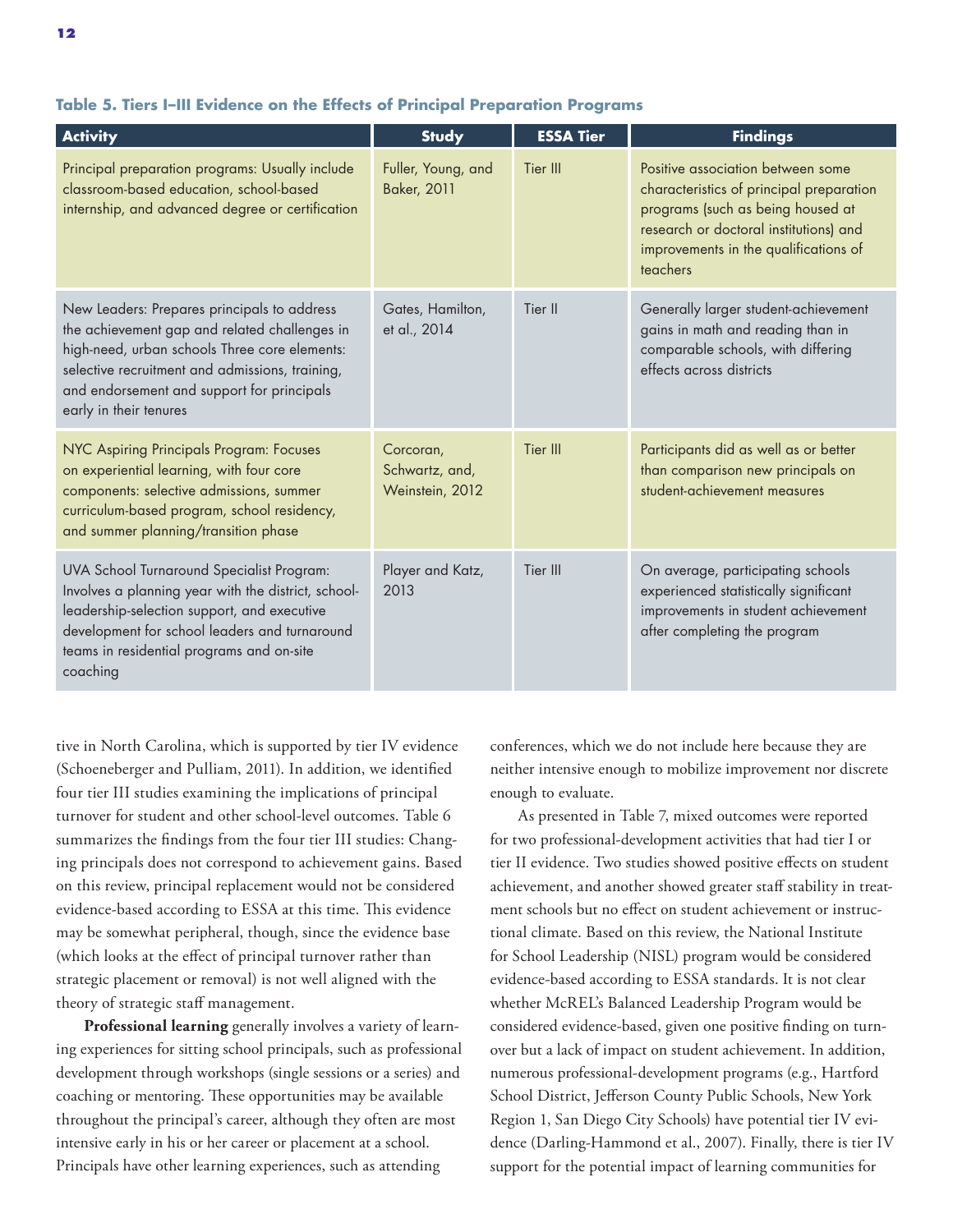**Table 5. Tiers I–III Evidence on the Effects of Principal Preparation Programs**

| Activity | Study | ESSA Tier | Findings |
|---|---|---|---|
| Principal preparation programs: Usually include classroom-based education, school-based internship, and advanced degree or certification | Fuller, Young, and Baker, 2011 | Tier III | Positive association between some characteristics of principal preparation programs (such as being housed at research or doctoral institutions) and improvements in the qualifications of teachers |
| New Leaders: Prepares principals to address the achievement gap and related challenges in high-need, urban schools Three core elements: selective recruitment and admissions, training, and endorsement and support for principals early in their tenures | Gates, Hamilton, et al., 2014 | Tier II | Generally larger student-achievement gains in math and reading than in comparable schools, with differing effects across districts |
| NYC Aspiring Principals Program: Focuses on experiential learning, with four core components: selective admissions, summer curriculum-based program, school residency, and summer planning/transition phase | Corcoran, Schwartz, and, Weinstein, 2012 | Tier III | Participants did as well as or better than comparison new principals on student-achievement measures |
| UVA School Turnaround Specialist Program: Involves a planning year with the district, school-leadership-selection support, and executive development for school leaders and turnaround teams in residential programs and on-site coaching | Player and Katz, 2013 | Tier III | On average, participating schools experienced statistically significant improvements in student achievement after completing the program |

tive in North Carolina, which is supported by tier IV evidence (Schoeneberger and Pulliam, 2011). In addition, we identified four tier III studies examining the implications of principal turnover for student and other school-level outcomes. Table 6 summarizes the findings from the four tier III studies: Changing principals does not correspond to achievement gains. Based on this review, principal replacement would not be considered evidence-based according to ESSA at this time. This evidence may be somewhat peripheral, though, since the evidence base (which looks at the effect of principal turnover rather than strategic placement or removal) is not well aligned with the theory of strategic staff management.

**Professional learning** generally involves a variety of learning experiences for sitting school principals, such as professional development through workshops (single sessions or a series) and coaching or mentoring. These opportunities may be available throughout the principal's career, although they often are most intensive early in his or her career or placement at a school. Principals have other learning experiences, such as attending conferences, which we do not include here because they are neither intensive enough to mobilize improvement nor discrete enough to evaluate.

As presented in Table 7, mixed outcomes were reported for two professional-development activities that had tier I or tier II evidence. Two studies showed positive effects on student achievement, and another showed greater staff stability in treatment schools but no effect on student achievement or instructional climate. Based on this review, the National Institute for School Leadership (NISL) program would be considered evidence-based according to ESSA standards. It is not clear whether McREL's Balanced Leadership Program would be considered evidence-based, given one positive finding on turnover but a lack of impact on student achievement. In addition, numerous professional-development programs (e.g., Hartford School District, Jefferson County Public Schools, New York Region 1, San Diego City Schools) have potential tier IV evidence (Darling-Hammond et al., 2007). Finally, there is tier IV support for the potential impact of learning communities for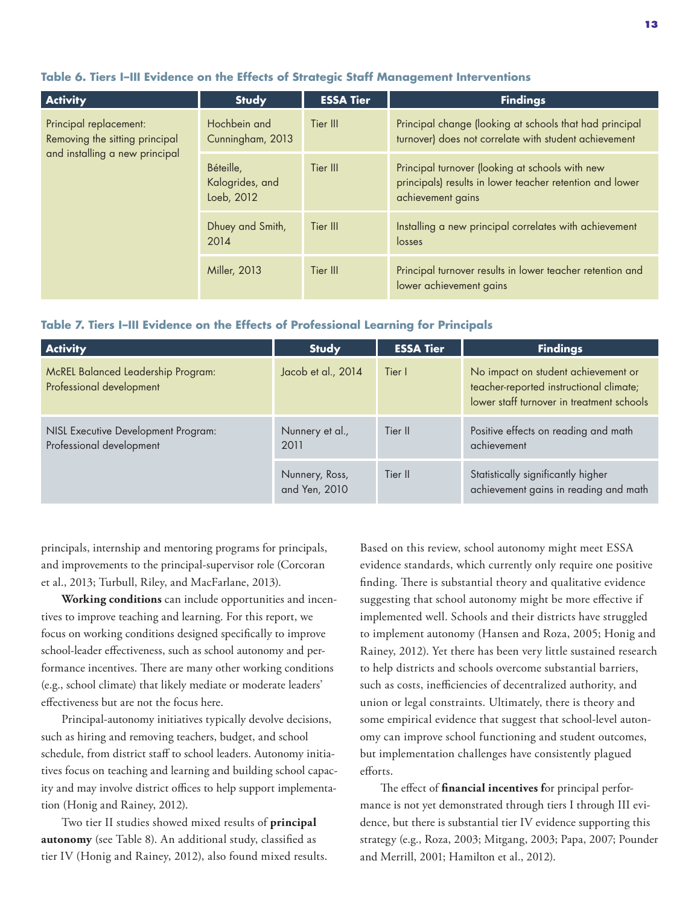**Table 6. Tiers I–III Evidence on the Effects of Strategic Staff Management Interventions**

| Activity | Study | ESSA Tier | Findings |
|---|---|---|---|
| Principal replacement: Removing the sitting principal and installing a new principal | Hochbein and Cunningham, 2013 | Tier III | Principal change (looking at schools that had principal turnover) does not correlate with student achievement |
| | Béteille, Kalogrides, and Loeb, 2012 | Tier III | Principal turnover (looking at schools with new principals) results in lower teacher retention and lower achievement gains |
| | Dhuey and Smith, 2014 | Tier III | Installing a new principal correlates with achievement losses |
| | Miller, 2013 | Tier III | Principal turnover results in lower teacher retention and lower achievement gains |

**Table 7. Tiers I–III Evidence on the Effects of Professional Learning for Principals**

| Activity | Study | ESSA Tier | Findings |
|---|---|---|---|
| McREL Balanced Leadership Program: Professional development | Jacob et al., 2014 | Tier I | No impact on student achievement or teacher-reported instructional climate; lower staff turnover in treatment schools |
| NISL Executive Development Program: Professional development | Nunnery et al., 2011 | Tier II | Positive effects on reading and math achievement |
| | Nunnery, Ross, and Yen, 2010 | Tier II | Statistically significantly higher achievement gains in reading and math |

principals, internship and mentoring programs for principals, and improvements to the principal-supervisor role (Corcoran et al., 2013; Turbull, Riley, and MacFarlane, 2013).

**Working conditions** can include opportunities and incentives to improve teaching and learning. For this report, we focus on working conditions designed specifically to improve school-leader effectiveness, such as school autonomy and performance incentives. There are many other working conditions (e.g., school climate) that likely mediate or moderate leaders' effectiveness but are not the focus here.

Principal-autonomy initiatives typically devolve decisions, such as hiring and removing teachers, budget, and school schedule, from district staff to school leaders. Autonomy initiatives focus on teaching and learning and building school capacity and may involve district offices to help support implementation (Honig and Rainey, 2012).

Two tier II studies showed mixed results of **principal autonomy** (see Table 8). An additional study, classified as tier IV (Honig and Rainey, 2012), also found mixed results. Based on this review, school autonomy might meet ESSA evidence standards, which currently only require one positive finding. There is substantial theory and qualitative evidence suggesting that school autonomy might be more effective if implemented well. Schools and their districts have struggled to implement autonomy (Hansen and Roza, 2005; Honig and Rainey, 2012). Yet there has been very little sustained research to help districts and schools overcome substantial barriers, such as costs, inefficiencies of decentralized authority, and union or legal constraints. Ultimately, there is theory and some empirical evidence that suggest that school-level autonomy can improve school functioning and student outcomes, but implementation challenges have consistently plagued efforts.

The effect of **financial incentives f**or principal performance is not yet demonstrated through tiers I through III evidence, but there is substantial tier IV evidence supporting this strategy (e.g., Roza, 2003; Mitgang, 2003; Papa, 2007; Pounder and Merrill, 2001; Hamilton et al., 2012).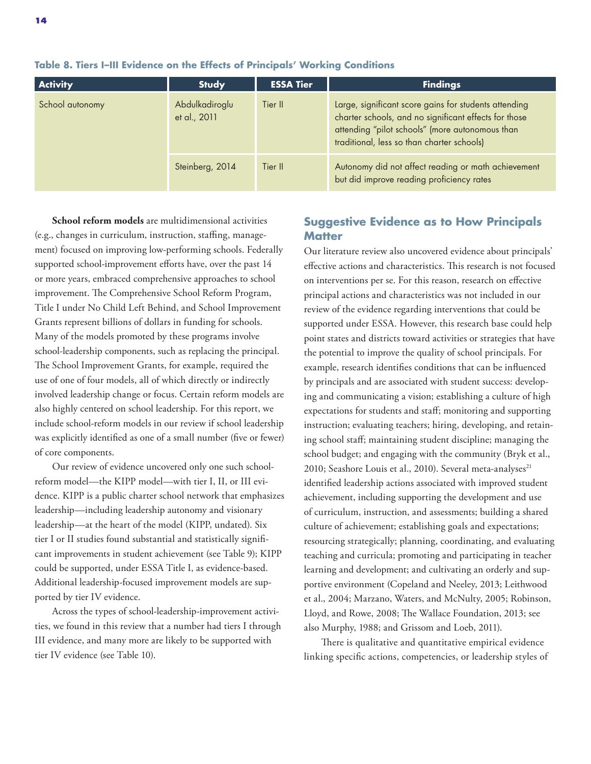**Table 8. Tiers I–III Evidence on the Effects of Principals' Working Conditions**

| Activity | Study | ESSA Tier | Findings |
|---|---|---|---|
| School autonomy | Abdulkadiroglu et al., 2011 | Tier II | Large, significant score gains for students attending charter schools, and no significant effects for those attending "pilot schools" (more autonomous than traditional, less so than charter schools) |
| | Steinberg, 2014 | Tier II | Autonomy did not affect reading or math achievement but did improve reading proficiency rates |

**School reform models** are multidimensional activities (e.g., changes in curriculum, instruction, staffing, management) focused on improving low-performing schools. Federally supported school-improvement efforts have, over the past 14 or more years, embraced comprehensive approaches to school improvement. The Comprehensive School Reform Program, Title I under No Child Left Behind, and School Improvement Grants represent billions of dollars in funding for schools. Many of the models promoted by these programs involve school-leadership components, such as replacing the principal. The School Improvement Grants, for example, required the use of one of four models, all of which directly or indirectly involved leadership change or focus. Certain reform models are also highly centered on school leadership. For this report, we include school-reform models in our review if school leadership was explicitly identified as one of a small number (five or fewer) of core components.

Our review of evidence uncovered only one such school-reform model—the KIPP model—with tier I, II, or III evidence. KIPP is a public charter school network that emphasizes leadership—including leadership autonomy and visionary leadership—at the heart of the model (KIPP, undated). Six tier I or II studies found substantial and statistically significant improvements in student achievement (see Table 9); KIPP could be supported, under ESSA Title I, as evidence-based. Additional leadership-focused improvement models are supported by tier IV evidence.

Across the types of school-leadership-improvement activities, we found in this review that a number had tiers I through III evidence, and many more are likely to be supported with tier IV evidence (see Table 10).

## Suggestive Evidence as to How Principals Matter

Our literature review also uncovered evidence about principals' effective actions and characteristics. This research is not focused on interventions per se. For this reason, research on effective principal actions and characteristics was not included in our review of the evidence regarding interventions that could be supported under ESSA. However, this research base could help point states and districts toward activities or strategies that have the potential to improve the quality of school principals. For example, research identifies conditions that can be influenced by principals and are associated with student success: developing and communicating a vision; establishing a culture of high expectations for students and staff; monitoring and supporting instruction; evaluating teachers; hiring, developing, and retaining school staff; maintaining student discipline; managing the school budget; and engaging with the community (Bryk et al., 2010; Seashore Louis et al., 2010). Several meta-analyses[21] identified leadership actions associated with improved student achievement, including supporting the development and use of curriculum, instruction, and assessments; building a shared culture of achievement; establishing goals and expectations; resourcing strategically; planning, coordinating, and evaluating teaching and curricula; promoting and participating in teacher learning and development; and cultivating an orderly and supportive environment (Copeland and Neeley, 2013; Leithwood et al., 2004; Marzano, Waters, and McNulty, 2005; Robinson, Lloyd, and Rowe, 2008; The Wallace Foundation, 2013; see also Murphy, 1988; and Grissom and Loeb, 2011).

There is qualitative and quantitative empirical evidence linking specific actions, competencies, or leadership styles of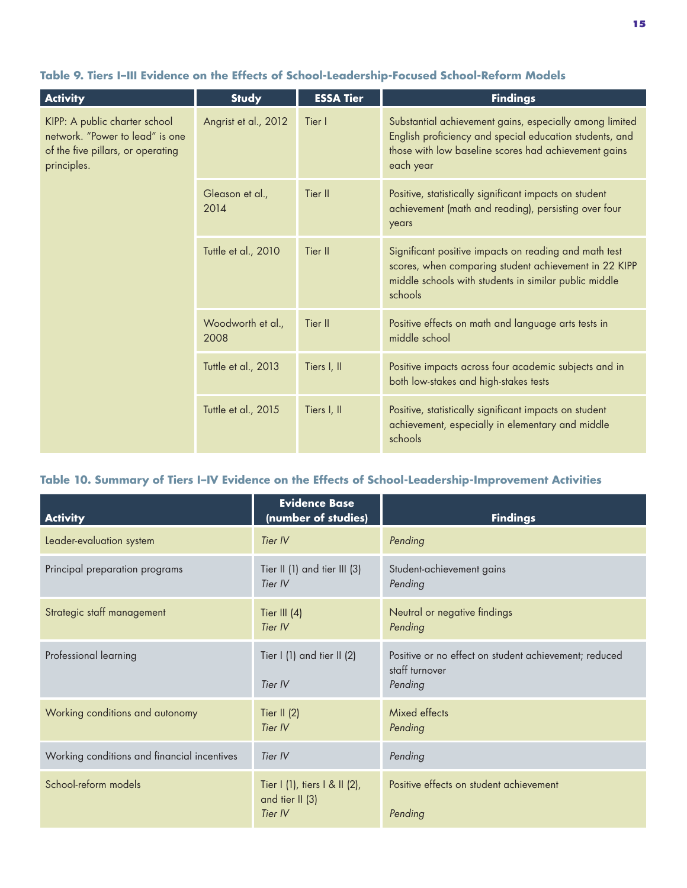**Table 9. Tiers I–III Evidence on the Effects of School-Leadership-Focused School-Reform Models**

| Activity | Study | ESSA Tier | Findings |
|---|---|---|---|
| KIPP: A public charter school network. "Power to lead" is one of the five pillars, or operating principles. | Angrist et al., 2012 | Tier I | Substantial achievement gains, especially among limited English proficiency and special education students, and those with low baseline scores had achievement gains each year |
| | Gleason et al., 2014 | Tier II | Positive, statistically significant impacts on student achievement (math and reading), persisting over four years |
| | Tuttle et al., 2010 | Tier II | Significant positive impacts on reading and math test scores, when comparing student achievement in 22 KIPP middle schools with students in similar public middle schools |
| | Woodworth et al., 2008 | Tier II | Positive effects on math and language arts tests in middle school |
| | Tuttle et al., 2013 | Tiers I, II | Positive impacts across four academic subjects and in both low-stakes and high-stakes tests |
| | Tuttle et al., 2015 | Tiers I, II | Positive, statistically significant impacts on student achievement, especially in elementary and middle schools |

**Table 10. Summary of Tiers I–IV Evidence on the Effects of School-Leadership-Improvement Activities**

| Activity | Evidence Base (number of studies) | Findings |
|---|---|---|
| Leader-evaluation system | *Tier IV* | *Pending* |
| Principal preparation programs | Tier II (1) and tier III (3)<br>*Tier IV* | Student-achievement gains<br>*Pending* |
| Strategic staff management | Tier III (4)<br>*Tier IV* | Neutral or negative findings<br>*Pending* |
| Professional learning | Tier I (1) and tier II (2)<br>*Tier IV* | Positive or no effect on student achievement; reduced staff turnover<br>*Pending* |
| Working conditions and autonomy | Tier II (2)<br>*Tier IV* | Mixed effects<br>*Pending* |
| Working conditions and financial incentives | *Tier IV* | *Pending* |
| School-reform models | Tier I (1), tiers I & II (2), and tier II (3)<br>*Tier IV* | Positive effects on student achievement<br>*Pending* |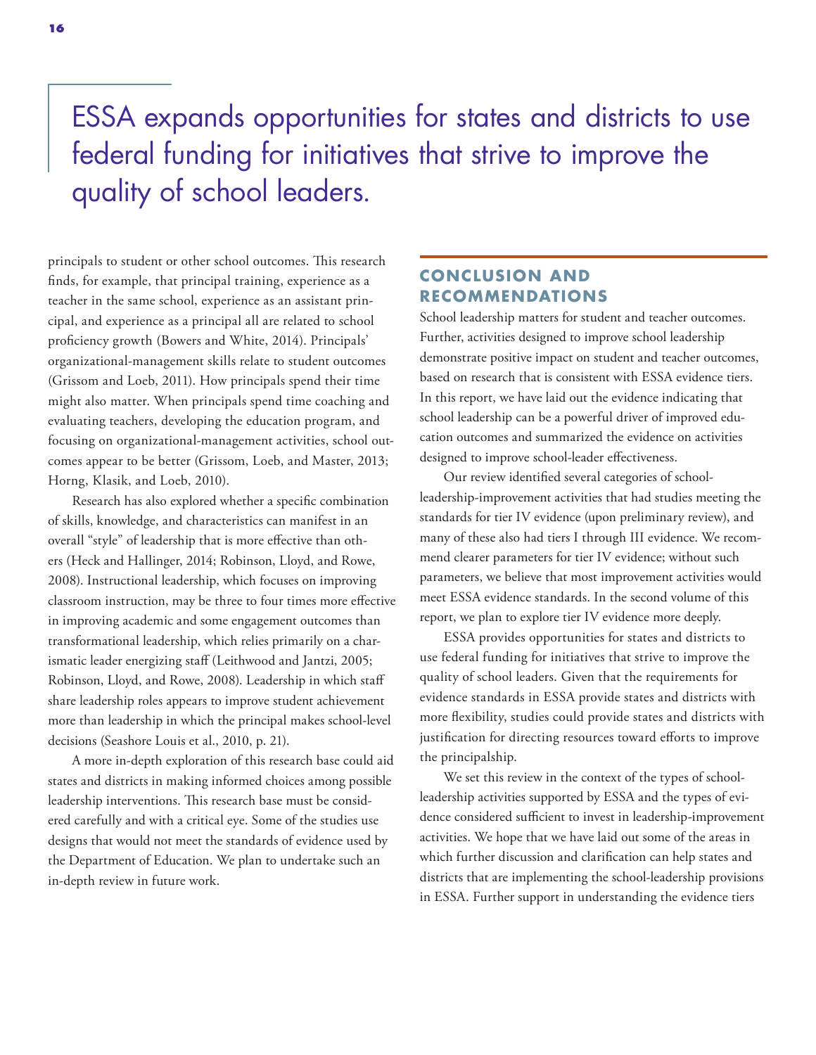> ESSA expands opportunities for states and districts to use federal funding for initiatives that strive to improve the quality of school leaders.

principals to student or other school outcomes. This research finds, for example, that principal training, experience as a teacher in the same school, experience as an assistant principal, and experience as a principal all are related to school proficiency growth (Bowers and White, 2014). Principals' organizational-management skills relate to student outcomes (Grissom and Loeb, 2011). How principals spend their time might also matter. When principals spend time coaching and evaluating teachers, developing the education program, and focusing on organizational-management activities, school outcomes appear to be better (Grissom, Loeb, and Master, 2013; Horng, Klasik, and Loeb, 2010).

Research has also explored whether a specific combination of skills, knowledge, and characteristics can manifest in an overall "style" of leadership that is more effective than others (Heck and Hallinger, 2014; Robinson, Lloyd, and Rowe, 2008). Instructional leadership, which focuses on improving classroom instruction, may be three to four times more effective in improving academic and some engagement outcomes than transformational leadership, which relies primarily on a charismatic leader energizing staff (Leithwood and Jantzi, 2005; Robinson, Lloyd, and Rowe, 2008). Leadership in which staff share leadership roles appears to improve student achievement more than leadership in which the principal makes school-level decisions (Seashore Louis et al., 2010, p. 21).

A more in-depth exploration of this research base could aid states and districts in making informed choices among possible leadership interventions. This research base must be considered carefully and with a critical eye. Some of the studies use designs that would not meet the standards of evidence used by the Department of Education. We plan to undertake such an in-depth review in future work.

## CONCLUSION AND RECOMMENDATIONS

School leadership matters for student and teacher outcomes. Further, activities designed to improve school leadership demonstrate positive impact on student and teacher outcomes, based on research that is consistent with ESSA evidence tiers. In this report, we have laid out the evidence indicating that school leadership can be a powerful driver of improved education outcomes and summarized the evidence on activities designed to improve school-leader effectiveness.

Our review identified several categories of school-leadership-improvement activities that had studies meeting the standards for tier IV evidence (upon preliminary review), and many of these also had tiers I through III evidence. We recommend clearer parameters for tier IV evidence; without such parameters, we believe that most improvement activities would meet ESSA evidence standards. In the second volume of this report, we plan to explore tier IV evidence more deeply.

ESSA provides opportunities for states and districts to use federal funding for initiatives that strive to improve the quality of school leaders. Given that the requirements for evidence standards in ESSA provide states and districts with more flexibility, studies could provide states and districts with justification for directing resources toward efforts to improve the principalship.

We set this review in the context of the types of school-leadership activities supported by ESSA and the types of evidence considered sufficient to invest in leadership-improvement activities. We hope that we have laid out some of the areas in which further discussion and clarification can help states and districts that are implementing the school-leadership provisions in ESSA. Further support in understanding the evidence tiers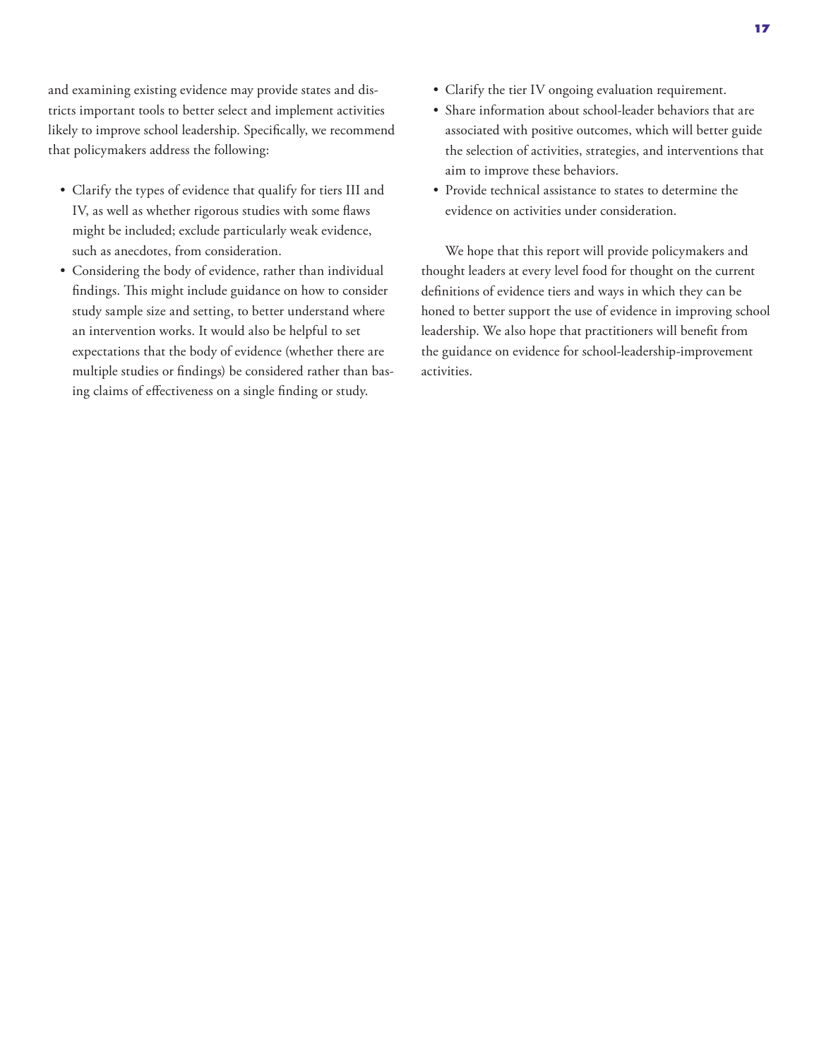and examining existing evidence may provide states and districts important tools to better select and implement activities likely to improve school leadership. Specifically, we recommend that policymakers address the following:

- Clarify the types of evidence that qualify for tiers III and IV, as well as whether rigorous studies with some flaws might be included; exclude particularly weak evidence, such as anecdotes, from consideration.
- Considering the body of evidence, rather than individual findings. This might include guidance on how to consider study sample size and setting, to better understand where an intervention works. It would also be helpful to set expectations that the body of evidence (whether there are multiple studies or findings) be considered rather than basing claims of effectiveness on a single finding or study.
- Clarify the tier IV ongoing evaluation requirement.
- Share information about school-leader behaviors that are associated with positive outcomes, which will better guide the selection of activities, strategies, and interventions that aim to improve these behaviors.
- Provide technical assistance to states to determine the evidence on activities under consideration.

We hope that this report will provide policymakers and thought leaders at every level food for thought on the current definitions of evidence tiers and ways in which they can be honed to better support the use of evidence in improving school leadership. We also hope that practitioners will benefit from the guidance on evidence for school-leadership-improvement activities.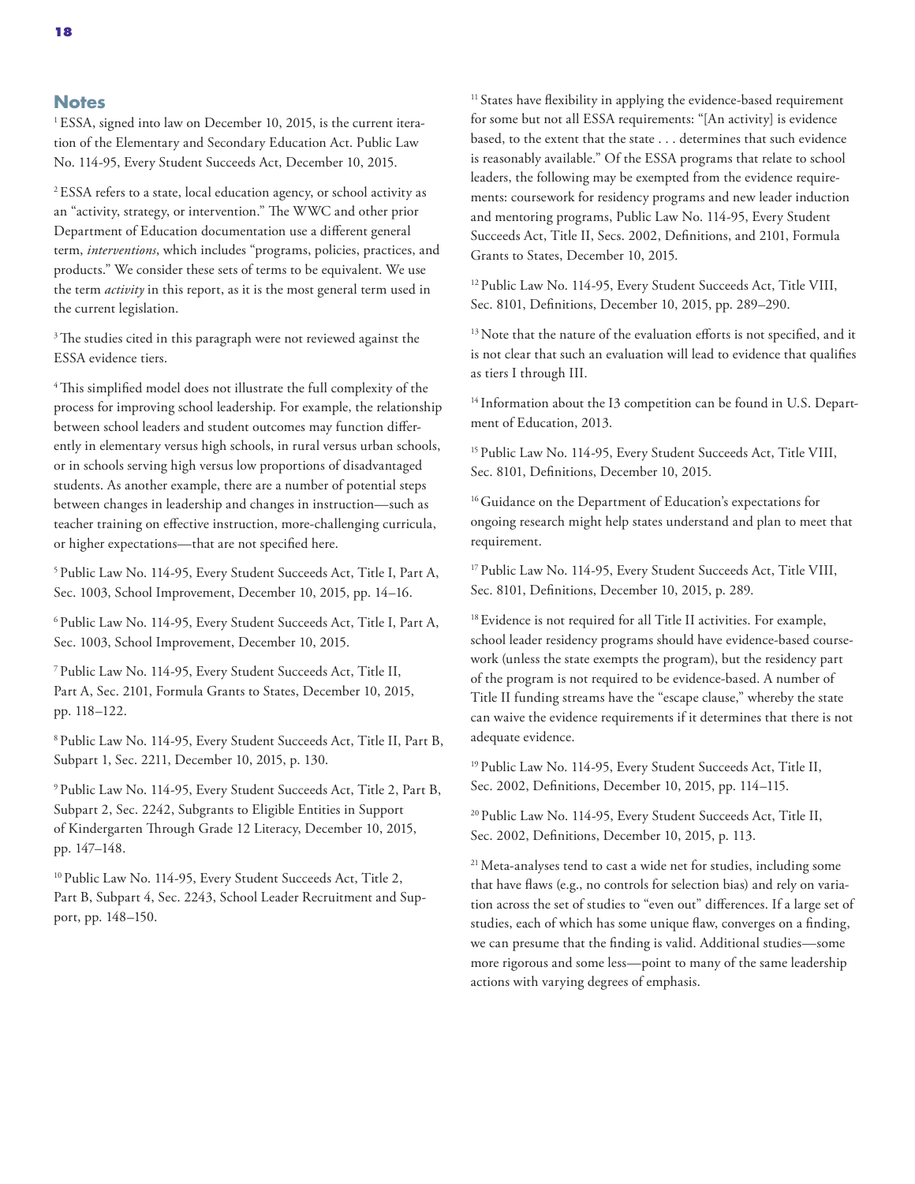## Notes

[1] ESSA, signed into law on December 10, 2015, is the current iteration of the Elementary and Secondary Education Act. Public Law No. 114-95, Every Student Succeeds Act, December 10, 2015.

[2] ESSA refers to a state, local education agency, or school activity as an "activity, strategy, or intervention." The WWC and other prior Department of Education documentation use a different general term, *interventions*, which includes "programs, policies, practices, and products." We consider these sets of terms to be equivalent. We use the term *activity* in this report, as it is the most general term used in the current legislation.

[3] The studies cited in this paragraph were not reviewed against the ESSA evidence tiers.

[4] This simplified model does not illustrate the full complexity of the process for improving school leadership. For example, the relationship between school leaders and student outcomes may function differently in elementary versus high schools, in rural versus urban schools, or in schools serving high versus low proportions of disadvantaged students. As another example, there are a number of potential steps between changes in leadership and changes in instruction—such as teacher training on effective instruction, more-challenging curricula, or higher expectations—that are not specified here.

[5] Public Law No. 114-95, Every Student Succeeds Act, Title I, Part A, Sec. 1003, School Improvement, December 10, 2015, pp. 14–16.

[6] Public Law No. 114-95, Every Student Succeeds Act, Title I, Part A, Sec. 1003, School Improvement, December 10, 2015.

[7] Public Law No. 114-95, Every Student Succeeds Act, Title II, Part A, Sec. 2101, Formula Grants to States, December 10, 2015, pp. 118–122.

[8] Public Law No. 114-95, Every Student Succeeds Act, Title II, Part B, Subpart 1, Sec. 2211, December 10, 2015, p. 130.

[9] Public Law No. 114-95, Every Student Succeeds Act, Title 2, Part B, Subpart 2, Sec. 2242, Subgrants to Eligible Entities in Support of Kindergarten Through Grade 12 Literacy, December 10, 2015, pp. 147–148.

[10] Public Law No. 114-95, Every Student Succeeds Act, Title 2, Part B, Subpart 4, Sec. 2243, School Leader Recruitment and Support, pp. 148–150.

[11] States have flexibility in applying the evidence-based requirement for some but not all ESSA requirements: "[An activity] is evidence based, to the extent that the state . . . determines that such evidence is reasonably available." Of the ESSA programs that relate to school leaders, the following may be exempted from the evidence requirements: coursework for residency programs and new leader induction and mentoring programs, Public Law No. 114-95, Every Student Succeeds Act, Title II, Secs. 2002, Definitions, and 2101, Formula Grants to States, December 10, 2015.

[12] Public Law No. 114-95, Every Student Succeeds Act, Title VIII, Sec. 8101, Definitions, December 10, 2015, pp. 289–290.

[13] Note that the nature of the evaluation efforts is not specified, and it is not clear that such an evaluation will lead to evidence that qualifies as tiers I through III.

[14] Information about the I3 competition can be found in U.S. Department of Education, 2013.

[15] Public Law No. 114-95, Every Student Succeeds Act, Title VIII, Sec. 8101, Definitions, December 10, 2015.

[16] Guidance on the Department of Education's expectations for ongoing research might help states understand and plan to meet that requirement.

[17] Public Law No. 114-95, Every Student Succeeds Act, Title VIII, Sec. 8101, Definitions, December 10, 2015, p. 289.

[18] Evidence is not required for all Title II activities. For example, school leader residency programs should have evidence-based coursework (unless the state exempts the program), but the residency part of the program is not required to be evidence-based. A number of Title II funding streams have the "escape clause," whereby the state can waive the evidence requirements if it determines that there is not adequate evidence.

[19] Public Law No. 114-95, Every Student Succeeds Act, Title II, Sec. 2002, Definitions, December 10, 2015, pp. 114–115.

[20] Public Law No. 114-95, Every Student Succeeds Act, Title II, Sec. 2002, Definitions, December 10, 2015, p. 113.

[21] Meta-analyses tend to cast a wide net for studies, including some that have flaws (e.g., no controls for selection bias) and rely on variation across the set of studies to "even out" differences. If a large set of studies, each of which has some unique flaw, converges on a finding, we can presume that the finding is valid. Additional studies—some more rigorous and some less—point to many of the same leadership actions with varying degrees of emphasis.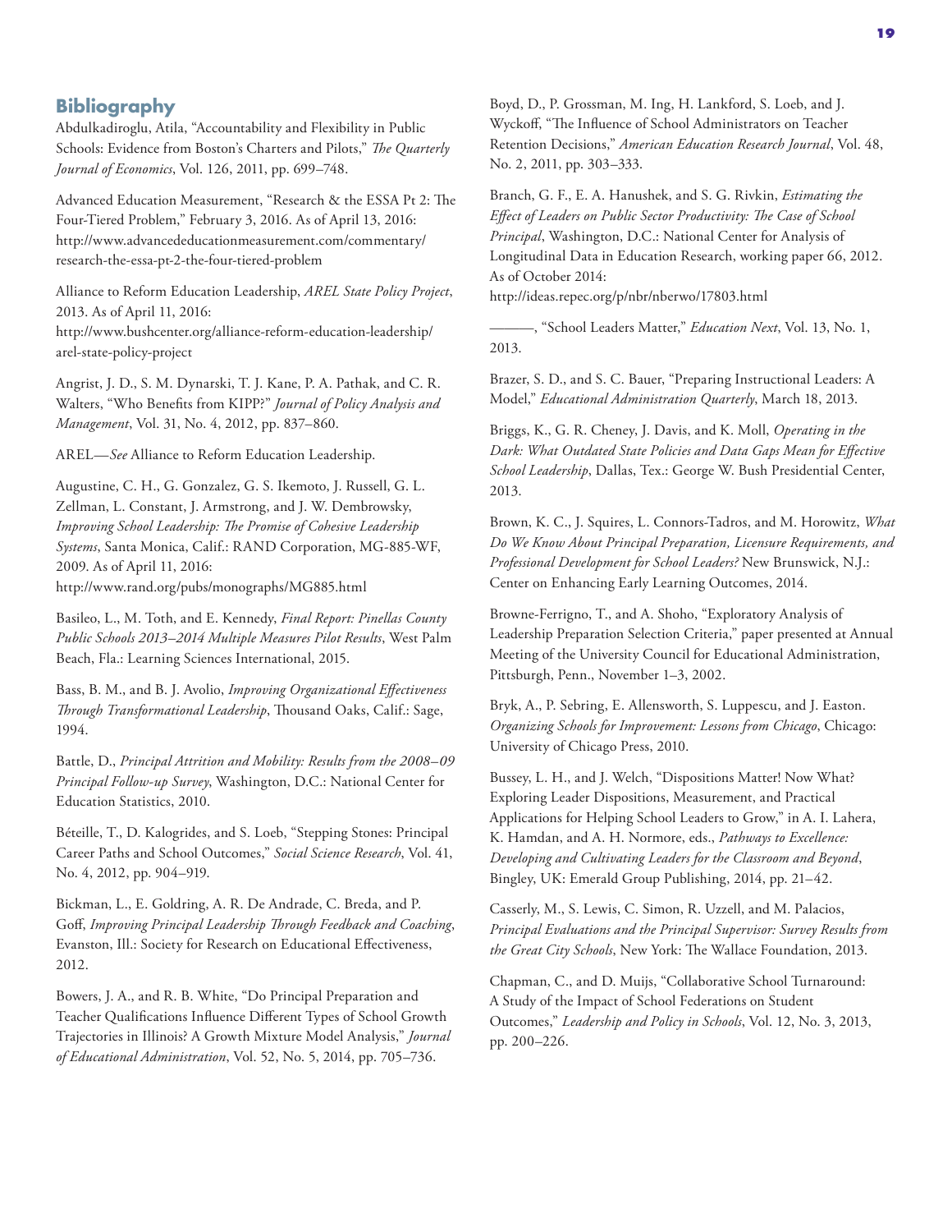## Bibliography

Abdulkadiroglu, Atila, "Accountability and Flexibility in Public Schools: Evidence from Boston's Charters and Pilots," *The Quarterly Journal of Economics*, Vol. 126, 2011, pp. 699–748.

Advanced Education Measurement, "Research & the ESSA Pt 2: The Four-Tiered Problem," February 3, 2016. As of April 13, 2016: http://www.advancededucationmeasurement.com/commentary/research-the-essa-pt-2-the-four-tiered-problem

Alliance to Reform Education Leadership, *AREL State Policy Project*, 2013. As of April 11, 2016: http://www.bushcenter.org/alliance-reform-education-leadership/arel-state-policy-project

Angrist, J. D., S. M. Dynarski, T. J. Kane, P. A. Pathak, and C. R. Walters, "Who Benefits from KIPP?" *Journal of Policy Analysis and Management*, Vol. 31, No. 4, 2012, pp. 837–860.

AREL—*See* Alliance to Reform Education Leadership.

Augustine, C. H., G. Gonzalez, G. S. Ikemoto, J. Russell, G. L. Zellman, L. Constant, J. Armstrong, and J. W. Dembrowsky, *Improving School Leadership: The Promise of Cohesive Leadership Systems*, Santa Monica, Calif.: RAND Corporation, MG-885-WF, 2009. As of April 11, 2016: http://www.rand.org/pubs/monographs/MG885.html

Basileo, L., M. Toth, and E. Kennedy, *Final Report: Pinellas County Public Schools 2013–2014 Multiple Measures Pilot Results*, West Palm Beach, Fla.: Learning Sciences International, 2015.

Bass, B. M., and B. J. Avolio, *Improving Organizational Effectiveness Through Transformational Leadership*, Thousand Oaks, Calif.: Sage, 1994.

Battle, D., *Principal Attrition and Mobility: Results from the 2008–09 Principal Follow-up Survey*, Washington, D.C.: National Center for Education Statistics, 2010.

Béteille, T., D. Kalogrides, and S. Loeb, "Stepping Stones: Principal Career Paths and School Outcomes," *Social Science Research*, Vol. 41, No. 4, 2012, pp. 904–919.

Bickman, L., E. Goldring, A. R. De Andrade, C. Breda, and P. Goff, *Improving Principal Leadership Through Feedback and Coaching*, Evanston, Ill.: Society for Research on Educational Effectiveness, 2012.

Bowers, J. A., and R. B. White, "Do Principal Preparation and Teacher Qualifications Influence Different Types of School Growth Trajectories in Illinois? A Growth Mixture Model Analysis," *Journal of Educational Administration*, Vol. 52, No. 5, 2014, pp. 705–736.

Boyd, D., P. Grossman, M. Ing, H. Lankford, S. Loeb, and J. Wyckoff, "The Influence of School Administrators on Teacher Retention Decisions," *American Education Research Journal*, Vol. 48, No. 2, 2011, pp. 303–333.

Branch, G. F., E. A. Hanushek, and S. G. Rivkin, *Estimating the Effect of Leaders on Public Sector Productivity: The Case of School Principal*, Washington, D.C.: National Center for Analysis of Longitudinal Data in Education Research, working paper 66, 2012. As of October 2014: http://ideas.repec.org/p/nbr/nberwo/17803.html

———, "School Leaders Matter," *Education Next*, Vol. 13, No. 1, 2013.

Brazer, S. D., and S. C. Bauer, "Preparing Instructional Leaders: A Model," *Educational Administration Quarterly*, March 18, 2013.

Briggs, K., G. R. Cheney, J. Davis, and K. Moll, *Operating in the Dark: What Outdated State Policies and Data Gaps Mean for Effective School Leadership*, Dallas, Tex.: George W. Bush Presidential Center, 2013.

Brown, K. C., J. Squires, L. Connors-Tadros, and M. Horowitz, *What Do We Know About Principal Preparation, Licensure Requirements, and Professional Development for School Leaders?* New Brunswick, N.J.: Center on Enhancing Early Learning Outcomes, 2014.

Browne-Ferrigno, T., and A. Shoho, "Exploratory Analysis of Leadership Preparation Selection Criteria," paper presented at Annual Meeting of the University Council for Educational Administration, Pittsburgh, Penn., November 1–3, 2002.

Bryk, A., P. Sebring, E. Allensworth, S. Luppescu, and J. Easton. *Organizing Schools for Improvement: Lessons from Chicago*, Chicago: University of Chicago Press, 2010.

Bussey, L. H., and J. Welch, "Dispositions Matter! Now What? Exploring Leader Dispositions, Measurement, and Practical Applications for Helping School Leaders to Grow," in A. I. Lahera, K. Hamdan, and A. H. Normore, eds., *Pathways to Excellence: Developing and Cultivating Leaders for the Classroom and Beyond*, Bingley, UK: Emerald Group Publishing, 2014, pp. 21–42.

Casserly, M., S. Lewis, C. Simon, R. Uzzell, and M. Palacios, *Principal Evaluations and the Principal Supervisor: Survey Results from the Great City Schools*, New York: The Wallace Foundation, 2013.

Chapman, C., and D. Muijs, "Collaborative School Turnaround: A Study of the Impact of School Federations on Student Outcomes," *Leadership and Policy in Schools*, Vol. 12, No. 3, 2013, pp. 200–226.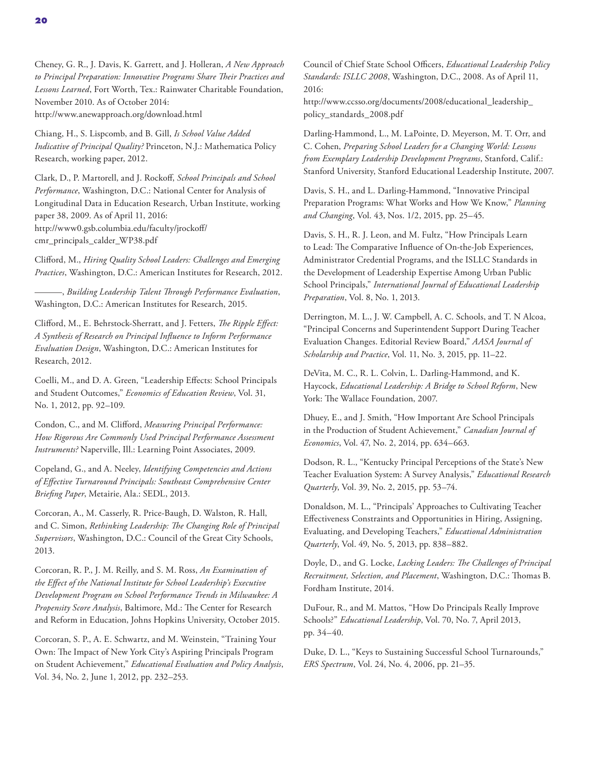Cheney, G. R., J. Davis, K. Garrett, and J. Holleran, *A New Approach to Principal Preparation: Innovative Programs Share Their Practices and Lessons Learned*, Fort Worth, Tex.: Rainwater Charitable Foundation, November 2010. As of October 2014: http://www.anewapproach.org/download.html

Chiang, H., S. Lispcomb, and B. Gill, *Is School Value Added Indicative of Principal Quality?* Princeton, N.J.: Mathematica Policy Research, working paper, 2012.

Clark, D., P. Martorell, and J. Rockoff, *School Principals and School Performance*, Washington, D.C.: National Center for Analysis of Longitudinal Data in Education Research, Urban Institute, working paper 38, 2009. As of April 11, 2016: http://www0.gsb.columbia.edu/faculty/jrockoff/cmr_principals_calder_WP38.pdf

Clifford, M., *Hiring Quality School Leaders: Challenges and Emerging Practices*, Washington, D.C.: American Institutes for Research, 2012.

———, *Building Leadership Talent Through Performance Evaluation*, Washington, D.C.: American Institutes for Research, 2015.

Clifford, M., E. Behrstock-Sherratt, and J. Fetters, *The Ripple Effect: A Synthesis of Research on Principal Influence to Inform Performance Evaluation Design*, Washington, D.C.: American Institutes for Research, 2012.

Coelli, M., and D. A. Green, "Leadership Effects: School Principals and Student Outcomes," *Economics of Education Review*, Vol. 31, No. 1, 2012, pp. 92–109.

Condon, C., and M. Clifford, *Measuring Principal Performance: How Rigorous Are Commonly Used Principal Performance Assessment Instruments?* Naperville, Ill.: Learning Point Associates, 2009.

Copeland, G., and A. Neeley, *Identifying Competencies and Actions of Effective Turnaround Principals: Southeast Comprehensive Center Briefing Paper*, Metairie, Ala.: SEDL, 2013.

Corcoran, A., M. Casserly, R. Price-Baugh, D. Walston, R. Hall, and C. Simon, *Rethinking Leadership: The Changing Role of Principal Supervisors*, Washington, D.C.: Council of the Great City Schools, 2013.

Corcoran, R. P., J. M. Reilly, and S. M. Ross, *An Examination of the Effect of the National Institute for School Leadership's Executive Development Program on School Performance Trends in Milwaukee: A Propensity Score Analysis*, Baltimore, Md.: The Center for Research and Reform in Education, Johns Hopkins University, October 2015.

Corcoran, S. P., A. E. Schwartz, and M. Weinstein, "Training Your Own: The Impact of New York City's Aspiring Principals Program on Student Achievement," *Educational Evaluation and Policy Analysis*, Vol. 34, No. 2, June 1, 2012, pp. 232–253.

Council of Chief State School Officers, *Educational Leadership Policy Standards: ISLLC 2008*, Washington, D.C., 2008. As of April 11, 2016: http://www.ccsso.org/documents/2008/educational_leadership_policy_standards_2008.pdf

Darling-Hammond, L., M. LaPointe, D. Meyerson, M. T. Orr, and C. Cohen, *Preparing School Leaders for a Changing World: Lessons from Exemplary Leadership Development Programs*, Stanford, Calif.: Stanford University, Stanford Educational Leadership Institute, 2007.

Davis, S. H., and L. Darling-Hammond, "Innovative Principal Preparation Programs: What Works and How We Know," *Planning and Changing*, Vol. 43, Nos. 1/2, 2015, pp. 25–45.

Davis, S. H., R. J. Leon, and M. Fultz, "How Principals Learn to Lead: The Comparative Influence of On-the-Job Experiences, Administrator Credential Programs, and the ISLLC Standards in the Development of Leadership Expertise Among Urban Public School Principals," *International Journal of Educational Leadership Preparation*, Vol. 8, No. 1, 2013.

Derrington, M. L., J. W. Campbell, A. C. Schools, and T. N Alcoa, "Principal Concerns and Superintendent Support During Teacher Evaluation Changes. Editorial Review Board," *AASA Journal of Scholarship and Practice*, Vol. 11, No. 3, 2015, pp. 11–22.

DeVita, M. C., R. L. Colvin, L. Darling-Hammond, and K. Haycock, *Educational Leadership: A Bridge to School Reform*, New York: The Wallace Foundation, 2007.

Dhuey, E., and J. Smith, "How Important Are School Principals in the Production of Student Achievement," *Canadian Journal of Economics*, Vol. 47, No. 2, 2014, pp. 634–663.

Dodson, R. L., "Kentucky Principal Perceptions of the State's New Teacher Evaluation System: A Survey Analysis," *Educational Research Quarterly*, Vol. 39, No. 2, 2015, pp. 53–74.

Donaldson, M. L., "Principals' Approaches to Cultivating Teacher Effectiveness Constraints and Opportunities in Hiring, Assigning, Evaluating, and Developing Teachers," *Educational Administration Quarterly*, Vol. 49, No. 5, 2013, pp. 838–882.

Doyle, D., and G. Locke, *Lacking Leaders: The Challenges of Principal Recruitment, Selection, and Placement*, Washington, D.C.: Thomas B. Fordham Institute, 2014.

DuFour, R., and M. Mattos, "How Do Principals Really Improve Schools?" *Educational Leadership*, Vol. 70, No. 7, April 2013, pp. 34–40.

Duke, D. L., "Keys to Sustaining Successful School Turnarounds," *ERS Spectrum*, Vol. 24, No. 4, 2006, pp. 21–35.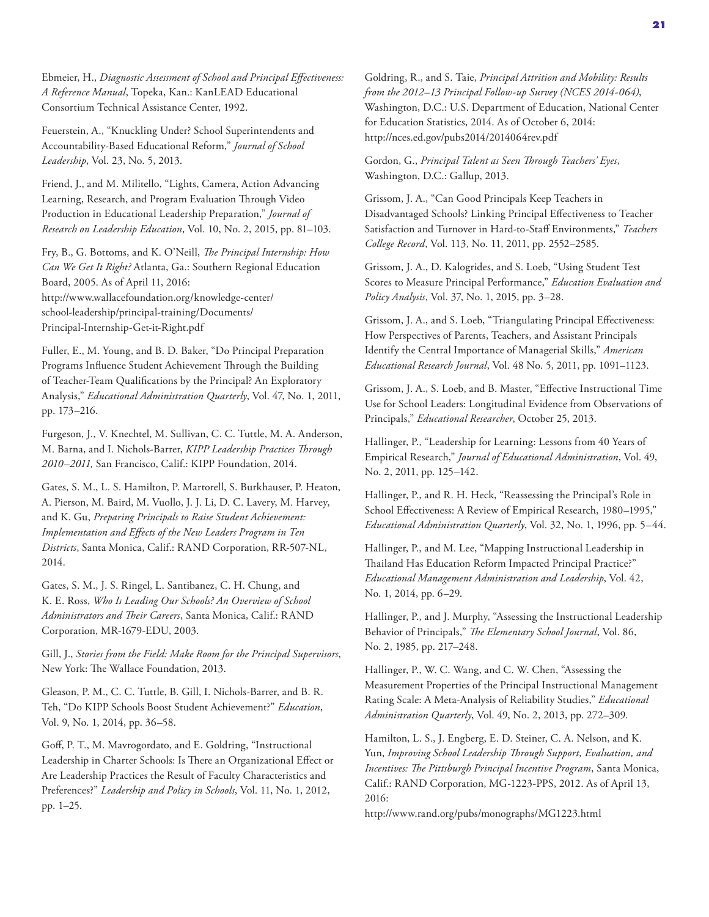Ebmeier, H., *Diagnostic Assessment of School and Principal Effectiveness: A Reference Manual*, Topeka, Kan.: KanLEAD Educational Consortium Technical Assistance Center, 1992.

Feuerstein, A., "Knuckling Under? School Superintendents and Accountability-Based Educational Reform," *Journal of School Leadership*, Vol. 23, No. 5, 2013.

Friend, J., and M. Militello, "Lights, Camera, Action Advancing Learning, Research, and Program Evaluation Through Video Production in Educational Leadership Preparation," *Journal of Research on Leadership Education*, Vol. 10, No. 2, 2015, pp. 81–103.

Fry, B., G. Bottoms, and K. O'Neill, *The Principal Internship: How Can We Get It Right?* Atlanta, Ga.: Southern Regional Education Board, 2005. As of April 11, 2016: http://www.wallacefoundation.org/knowledge-center/school-leadership/principal-training/Documents/Principal-Internship-Get-it-Right.pdf

Fuller, E., M. Young, and B. D. Baker, "Do Principal Preparation Programs Influence Student Achievement Through the Building of Teacher-Team Qualifications by the Principal? An Exploratory Analysis," *Educational Administration Quarterly*, Vol. 47, No. 1, 2011, pp. 173–216.

Furgeson, J., V. Knechtel, M. Sullivan, C. C. Tuttle, M. A. Anderson, M. Barna, and I. Nichols-Barrer, *KIPP Leadership Practices Through 2010–2011,* San Francisco, Calif.: KIPP Foundation, 2014.

Gates, S. M., L. S. Hamilton, P. Martorell, S. Burkhauser, P. Heaton, A. Pierson, M. Baird, M. Vuollo, J. J. Li, D. C. Lavery, M. Harvey, and K. Gu, *Preparing Principals to Raise Student Achievement: Implementation and Effects of the New Leaders Program in Ten Districts*, Santa Monica, Calif.: RAND Corporation, RR-507-NL, 2014.

Gates, S. M., J. S. Ringel, L. Santibanez, C. H. Chung, and K. E. Ross, *Who Is Leading Our Schools? An Overview of School Administrators and Their Careers*, Santa Monica, Calif.: RAND Corporation, MR-1679-EDU, 2003.

Gill, J., *Stories from the Field: Make Room for the Principal Supervisors*, New York: The Wallace Foundation, 2013.

Gleason, P. M., C. C. Tuttle, B. Gill, I. Nichols-Barrer, and B. R. Teh, "Do KIPP Schools Boost Student Achievement?" *Education*, Vol. 9, No. 1, 2014, pp. 36–58.

Goff, P. T., M. Mavrogordato, and E. Goldring, "Instructional Leadership in Charter Schools: Is There an Organizational Effect or Are Leadership Practices the Result of Faculty Characteristics and Preferences?" *Leadership and Policy in Schools*, Vol. 11, No. 1, 2012, pp. 1–25.

Goldring, R., and S. Taie, *Principal Attrition and Mobility: Results from the 2012–13 Principal Follow-up Survey (NCES 2014-064)*, Washington, D.C.: U.S. Department of Education, National Center for Education Statistics, 2014. As of October 6, 2014: http://nces.ed.gov/pubs2014/2014064rev.pdf

Gordon, G., *Principal Talent as Seen Through Teachers' Eyes*, Washington, D.C.: Gallup, 2013.

Grissom, J. A., "Can Good Principals Keep Teachers in Disadvantaged Schools? Linking Principal Effectiveness to Teacher Satisfaction and Turnover in Hard-to-Staff Environments," *Teachers College Record*, Vol. 113, No. 11, 2011, pp. 2552–2585.

Grissom, J. A., D. Kalogrides, and S. Loeb, "Using Student Test Scores to Measure Principal Performance," *Education Evaluation and Policy Analysis*, Vol. 37, No. 1, 2015, pp. 3–28.

Grissom, J. A., and S. Loeb, "Triangulating Principal Effectiveness: How Perspectives of Parents, Teachers, and Assistant Principals Identify the Central Importance of Managerial Skills," *American Educational Research Journal*, Vol. 48 No. 5, 2011, pp. 1091–1123.

Grissom, J. A., S. Loeb, and B. Master, "Effective Instructional Time Use for School Leaders: Longitudinal Evidence from Observations of Principals," *Educational Researcher*, October 25, 2013.

Hallinger, P., "Leadership for Learning: Lessons from 40 Years of Empirical Research," *Journal of Educational Administration*, Vol. 49, No. 2, 2011, pp. 125–142.

Hallinger, P., and R. H. Heck, "Reassessing the Principal's Role in School Effectiveness: A Review of Empirical Research, 1980–1995," *Educational Administration Quarterly*, Vol. 32, No. 1, 1996, pp. 5–44.

Hallinger, P., and M. Lee, "Mapping Instructional Leadership in Thailand Has Education Reform Impacted Principal Practice?" *Educational Management Administration and Leadership*, Vol. 42, No. 1, 2014, pp. 6–29.

Hallinger, P., and J. Murphy, "Assessing the Instructional Leadership Behavior of Principals," *The Elementary School Journal*, Vol. 86, No. 2, 1985, pp. 217–248.

Hallinger, P., W. C. Wang, and C. W. Chen, "Assessing the Measurement Properties of the Principal Instructional Management Rating Scale: A Meta-Analysis of Reliability Studies," *Educational Administration Quarterly*, Vol. 49, No. 2, 2013, pp. 272–309.

Hamilton, L. S., J. Engberg, E. D. Steiner, C. A. Nelson, and K. Yun, *Improving School Leadership Through Support, Evaluation, and Incentives: The Pittsburgh Principal Incentive Program*, Santa Monica, Calif.: RAND Corporation, MG-1223-PPS, 2012. As of April 13, 2016:
http://www.rand.org/pubs/monographs/MG1223.html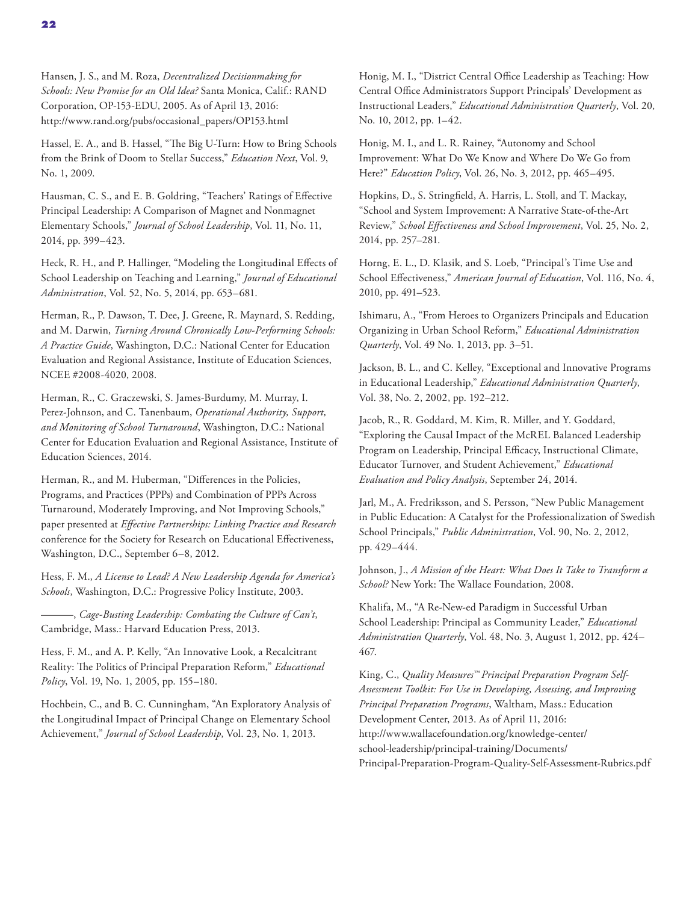Hansen, J. S., and M. Roza, *Decentralized Decisionmaking for Schools: New Promise for an Old Idea?* Santa Monica, Calif.: RAND Corporation, OP-153-EDU, 2005. As of April 13, 2016: http://www.rand.org/pubs/occasional_papers/OP153.html

Hassel, E. A., and B. Hassel, "The Big U-Turn: How to Bring Schools from the Brink of Doom to Stellar Success," *Education Next*, Vol. 9, No. 1, 2009.

Hausman, C. S., and E. B. Goldring, "Teachers' Ratings of Effective Principal Leadership: A Comparison of Magnet and Nonmagnet Elementary Schools," *Journal of School Leadership*, Vol. 11, No. 11, 2014, pp. 399–423.

Heck, R. H., and P. Hallinger, "Modeling the Longitudinal Effects of School Leadership on Teaching and Learning," *Journal of Educational Administration*, Vol. 52, No. 5, 2014, pp. 653–681.

Herman, R., P. Dawson, T. Dee, J. Greene, R. Maynard, S. Redding, and M. Darwin, *Turning Around Chronically Low-Performing Schools: A Practice Guide*, Washington, D.C.: National Center for Education Evaluation and Regional Assistance, Institute of Education Sciences, NCEE #2008-4020, 2008.

Herman, R., C. Graczewski, S. James-Burdumy, M. Murray, I. Perez-Johnson, and C. Tanenbaum, *Operational Authority, Support, and Monitoring of School Turnaround*, Washington, D.C.: National Center for Education Evaluation and Regional Assistance, Institute of Education Sciences, 2014.

Herman, R., and M. Huberman, "Differences in the Policies, Programs, and Practices (PPPs) and Combination of PPPs Across Turnaround, Moderately Improving, and Not Improving Schools," paper presented at *Effective Partnerships: Linking Practice and Research* conference for the Society for Research on Educational Effectiveness, Washington, D.C., September 6–8, 2012.

Hess, F. M., *A License to Lead? A New Leadership Agenda for America's Schools*, Washington, D.C.: Progressive Policy Institute, 2003.

———, *Cage-Busting Leadership: Combating the Culture of Can't*, Cambridge, Mass.: Harvard Education Press, 2013.

Hess, F. M., and A. P. Kelly, "An Innovative Look, a Recalcitrant Reality: The Politics of Principal Preparation Reform," *Educational Policy*, Vol. 19, No. 1, 2005, pp. 155–180.

Hochbein, C., and B. C. Cunningham, "An Exploratory Analysis of the Longitudinal Impact of Principal Change on Elementary School Achievement," *Journal of School Leadership*, Vol. 23, No. 1, 2013.

Honig, M. I., "District Central Office Leadership as Teaching: How Central Office Administrators Support Principals' Development as Instructional Leaders," *Educational Administration Quarterly*, Vol. 20, No. 10, 2012, pp. 1–42.

Honig, M. I., and L. R. Rainey, "Autonomy and School Improvement: What Do We Know and Where Do We Go from Here?" *Education Policy*, Vol. 26, No. 3, 2012, pp. 465–495.

Hopkins, D., S. Stringfield, A. Harris, L. Stoll, and T. Mackay, "School and System Improvement: A Narrative State-of-the-Art Review," *School Effectiveness and School Improvement*, Vol. 25, No. 2, 2014, pp. 257–281.

Horng, E. L., D. Klasik, and S. Loeb, "Principal's Time Use and School Effectiveness," *American Journal of Education*, Vol. 116, No. 4, 2010, pp. 491–523.

Ishimaru, A., "From Heroes to Organizers Principals and Education Organizing in Urban School Reform," *Educational Administration Quarterly*, Vol. 49 No. 1, 2013, pp. 3–51.

Jackson, B. L., and C. Kelley, "Exceptional and Innovative Programs in Educational Leadership," *Educational Administration Quarterly*, Vol. 38, No. 2, 2002, pp. 192–212.

Jacob, R., R. Goddard, M. Kim, R. Miller, and Y. Goddard, "Exploring the Causal Impact of the McREL Balanced Leadership Program on Leadership, Principal Efficacy, Instructional Climate, Educator Turnover, and Student Achievement," *Educational Evaluation and Policy Analysis*, September 24, 2014.

Jarl, M., A. Fredriksson, and S. Persson, "New Public Management in Public Education: A Catalyst for the Professionalization of Swedish School Principals," *Public Administration*, Vol. 90, No. 2, 2012, pp. 429–444.

Johnson, J., *A Mission of the Heart: What Does It Take to Transform a School?* New York: The Wallace Foundation, 2008.

Khalifa, M., "A Re-New-ed Paradigm in Successful Urban School Leadership: Principal as Community Leader," *Educational Administration Quarterly*, Vol. 48, No. 3, August 1, 2012, pp. 424–467.

King, C., *Quality Measures™ Principal Preparation Program Self-Assessment Toolkit: For Use in Developing, Assessing, and Improving Principal Preparation Programs*, Waltham, Mass.: Education Development Center, 2013. As of April 11, 2016: http://www.wallacefoundation.org/knowledge-center/school-leadership/principal-training/Documents/Principal-Preparation-Program-Quality-Self-Assessment-Rubrics.pdf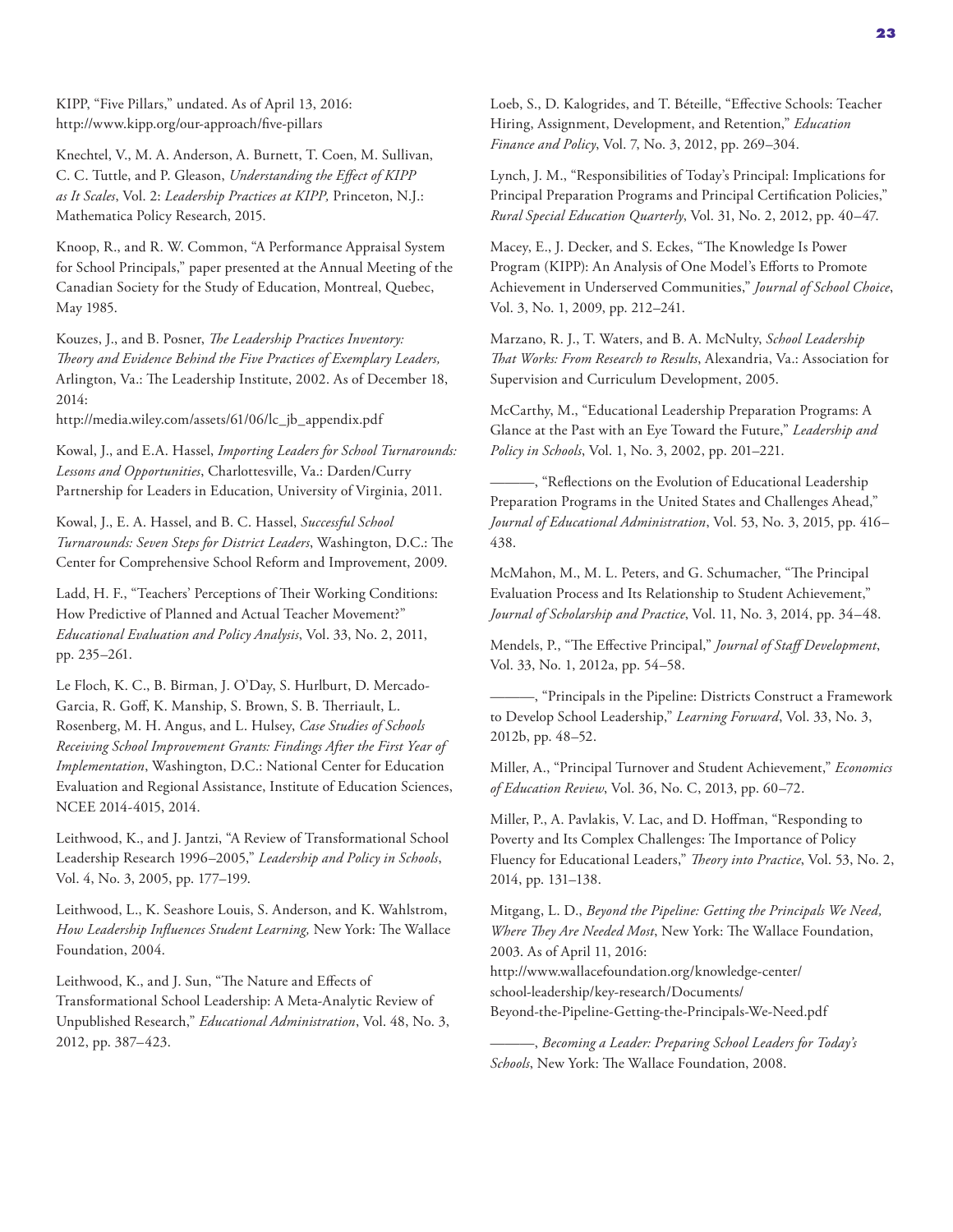KIPP, "Five Pillars," undated. As of April 13, 2016: http://www.kipp.org/our-approach/five-pillars

Knechtel, V., M. A. Anderson, A. Burnett, T. Coen, M. Sullivan, C. C. Tuttle, and P. Gleason, *Understanding the Effect of KIPP as It Scales*, Vol. 2: *Leadership Practices at KIPP,* Princeton, N.J.: Mathematica Policy Research, 2015.

Knoop, R., and R. W. Common, "A Performance Appraisal System for School Principals," paper presented at the Annual Meeting of the Canadian Society for the Study of Education, Montreal, Quebec, May 1985.

Kouzes, J., and B. Posner, *The Leadership Practices Inventory: Theory and Evidence Behind the Five Practices of Exemplary Leaders,* Arlington, Va.: The Leadership Institute, 2002. As of December 18, 2014:
http://media.wiley.com/assets/61/06/lc_jb_appendix.pdf

Kowal, J., and E.A. Hassel, *Importing Leaders for School Turnarounds: Lessons and Opportunities*, Charlottesville, Va.: Darden/Curry Partnership for Leaders in Education, University of Virginia, 2011.

Kowal, J., E. A. Hassel, and B. C. Hassel, *Successful School Turnarounds: Seven Steps for District Leaders*, Washington, D.C.: The Center for Comprehensive School Reform and Improvement, 2009.

Ladd, H. F., "Teachers' Perceptions of Their Working Conditions: How Predictive of Planned and Actual Teacher Movement?" *Educational Evaluation and Policy Analysis*, Vol. 33, No. 2, 2011, pp. 235–261.

Le Floch, K. C., B. Birman, J. O'Day, S. Hurlburt, D. Mercado-Garcia, R. Goff, K. Manship, S. Brown, S. B. Therriault, L. Rosenberg, M. H. Angus, and L. Hulsey, *Case Studies of Schools Receiving School Improvement Grants: Findings After the First Year of Implementation*, Washington, D.C.: National Center for Education Evaluation and Regional Assistance, Institute of Education Sciences, NCEE 2014-4015, 2014.

Leithwood, K., and J. Jantzi, "A Review of Transformational School Leadership Research 1996–2005," *Leadership and Policy in Schools*, Vol. 4, No. 3, 2005, pp. 177–199.

Leithwood, L., K. Seashore Louis, S. Anderson, and K. Wahlstrom, *How Leadership Influences Student Learning,* New York: The Wallace Foundation, 2004.

Leithwood, K., and J. Sun, "The Nature and Effects of Transformational School Leadership: A Meta-Analytic Review of Unpublished Research," *Educational Administration*, Vol. 48, No. 3, 2012, pp. 387–423.

Loeb, S., D. Kalogrides, and T. Béteille, "Effective Schools: Teacher Hiring, Assignment, Development, and Retention," *Education Finance and Policy*, Vol. 7, No. 3, 2012, pp. 269–304.

Lynch, J. M., "Responsibilities of Today's Principal: Implications for Principal Preparation Programs and Principal Certification Policies," *Rural Special Education Quarterly*, Vol. 31, No. 2, 2012, pp. 40–47.

Macey, E., J. Decker, and S. Eckes, "The Knowledge Is Power Program (KIPP): An Analysis of One Model's Efforts to Promote Achievement in Underserved Communities," *Journal of School Choice*, Vol. 3, No. 1, 2009, pp. 212–241.

Marzano, R. J., T. Waters, and B. A. McNulty, *School Leadership That Works: From Research to Results*, Alexandria, Va.: Association for Supervision and Curriculum Development, 2005.

McCarthy, M., "Educational Leadership Preparation Programs: A Glance at the Past with an Eye Toward the Future," *Leadership and Policy in Schools*, Vol. 1, No. 3, 2002, pp. 201–221.

———, "Reflections on the Evolution of Educational Leadership Preparation Programs in the United States and Challenges Ahead," *Journal of Educational Administration*, Vol. 53, No. 3, 2015, pp. 416–438.

McMahon, M., M. L. Peters, and G. Schumacher, "The Principal Evaluation Process and Its Relationship to Student Achievement," *Journal of Scholarship and Practice*, Vol. 11, No. 3, 2014, pp. 34–48.

Mendels, P., "The Effective Principal," *Journal of Staff Development*, Vol. 33, No. 1, 2012a, pp. 54–58.

———, "Principals in the Pipeline: Districts Construct a Framework to Develop School Leadership," *Learning Forward*, Vol. 33, No. 3, 2012b, pp. 48–52.

Miller, A., "Principal Turnover and Student Achievement," *Economics of Education Review*, Vol. 36, No. C, 2013, pp. 60–72.

Miller, P., A. Pavlakis, V. Lac, and D. Hoffman, "Responding to Poverty and Its Complex Challenges: The Importance of Policy Fluency for Educational Leaders," *Theory into Practice*, Vol. 53, No. 2, 2014, pp. 131–138.

Mitgang, L. D., *Beyond the Pipeline: Getting the Principals We Need, Where They Are Needed Most*, New York: The Wallace Foundation, 2003. As of April 11, 2016:
http://www.wallacefoundation.org/knowledge-center/school-leadership/key-research/Documents/Beyond-the-Pipeline-Getting-the-Principals-We-Need.pdf

———, *Becoming a Leader: Preparing School Leaders for Today's Schools*, New York: The Wallace Foundation, 2008.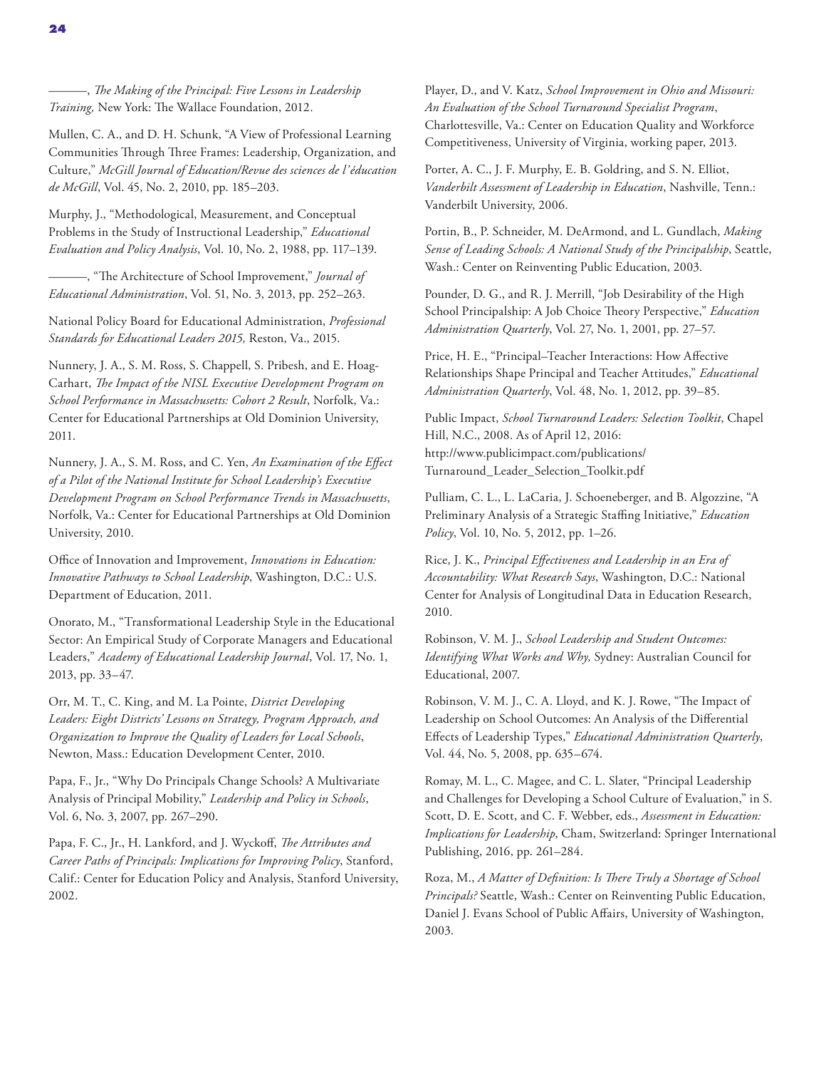———, *The Making of the Principal: Five Lessons in Leadership Training,* New York: The Wallace Foundation, 2012.

Mullen, C. A., and D. H. Schunk, "A View of Professional Learning Communities Through Three Frames: Leadership, Organization, and Culture," *McGill Journal of Education/Revue des sciences de l'éducation de McGill*, Vol. 45, No. 2, 2010, pp. 185–203.

Murphy, J., "Methodological, Measurement, and Conceptual Problems in the Study of Instructional Leadership," *Educational Evaluation and Policy Analysis*, Vol. 10, No. 2, 1988, pp. 117–139.

———, "The Architecture of School Improvement," *Journal of Educational Administration*, Vol. 51, No. 3, 2013, pp. 252–263.

National Policy Board for Educational Administration, *Professional Standards for Educational Leaders 2015,* Reston, Va., 2015.

Nunnery, J. A., S. M. Ross, S. Chappell, S. Pribesh, and E. Hoag-Carhart, *The Impact of the NISL Executive Development Program on School Performance in Massachusetts: Cohort 2 Result*, Norfolk, Va.: Center for Educational Partnerships at Old Dominion University, 2011.

Nunnery, J. A., S. M. Ross, and C. Yen, *An Examination of the Effect of a Pilot of the National Institute for School Leadership's Executive Development Program on School Performance Trends in Massachusetts*, Norfolk, Va.: Center for Educational Partnerships at Old Dominion University, 2010.

Office of Innovation and Improvement, *Innovations in Education: Innovative Pathways to School Leadership*, Washington, D.C.: U.S. Department of Education, 2011.

Onorato, M., "Transformational Leadership Style in the Educational Sector: An Empirical Study of Corporate Managers and Educational Leaders," *Academy of Educational Leadership Journal*, Vol. 17, No. 1, 2013, pp. 33–47.

Orr, M. T., C. King, and M. La Pointe, *District Developing Leaders: Eight Districts' Lessons on Strategy, Program Approach, and Organization to Improve the Quality of Leaders for Local Schools*, Newton, Mass.: Education Development Center, 2010.

Papa, F., Jr., "Why Do Principals Change Schools? A Multivariate Analysis of Principal Mobility," *Leadership and Policy in Schools*, Vol. 6, No. 3, 2007, pp. 267–290.

Papa, F. C., Jr., H. Lankford, and J. Wyckoff, *The Attributes and Career Paths of Principals: Implications for Improving Policy*, Stanford, Calif.: Center for Education Policy and Analysis, Stanford University, 2002.

Player, D., and V. Katz, *School Improvement in Ohio and Missouri: An Evaluation of the School Turnaround Specialist Program*, Charlottesville, Va.: Center on Education Quality and Workforce Competitiveness, University of Virginia, working paper, 2013.

Porter, A. C., J. F. Murphy, E. B. Goldring, and S. N. Elliot, *Vanderbilt Assessment of Leadership in Education*, Nashville, Tenn.: Vanderbilt University, 2006.

Portin, B., P. Schneider, M. DeArmond, and L. Gundlach, *Making Sense of Leading Schools: A National Study of the Principalship*, Seattle, Wash.: Center on Reinventing Public Education, 2003.

Pounder, D. G., and R. J. Merrill, "Job Desirability of the High School Principalship: A Job Choice Theory Perspective," *Education Administration Quarterly*, Vol. 27, No. 1, 2001, pp. 27–57.

Price, H. E., "Principal–Teacher Interactions: How Affective Relationships Shape Principal and Teacher Attitudes," *Educational Administration Quarterly*, Vol. 48, No. 1, 2012, pp. 39–85.

Public Impact, *School Turnaround Leaders: Selection Toolkit*, Chapel Hill, N.C., 2008. As of April 12, 2016: http://www.publicimpact.com/publications/Turnaround_Leader_Selection_Toolkit.pdf

Pulliam, C. L., L. LaCaria, J. Schoeneberger, and B. Algozzine, "A Preliminary Analysis of a Strategic Staffing Initiative," *Education Policy*, Vol. 10, No. 5, 2012, pp. 1–26.

Rice, J. K., *Principal Effectiveness and Leadership in an Era of Accountability: What Research Says*, Washington, D.C.: National Center for Analysis of Longitudinal Data in Education Research, 2010.

Robinson, V. M. J., *School Leadership and Student Outcomes: Identifying What Works and Why,* Sydney: Australian Council for Educational, 2007.

Robinson, V. M. J., C. A. Lloyd, and K. J. Rowe, "The Impact of Leadership on School Outcomes: An Analysis of the Differential Effects of Leadership Types," *Educational Administration Quarterly*, Vol. 44, No. 5, 2008, pp. 635–674.

Romay, M. L., C. Magee, and C. L. Slater, "Principal Leadership and Challenges for Developing a School Culture of Evaluation," in S. Scott, D. E. Scott, and C. F. Webber, eds., *Assessment in Education: Implications for Leadership*, Cham, Switzerland: Springer International Publishing, 2016, pp. 261–284.

Roza, M., *A Matter of Definition: Is There Truly a Shortage of School Principals?* Seattle, Wash.: Center on Reinventing Public Education, Daniel J. Evans School of Public Affairs, University of Washington, 2003.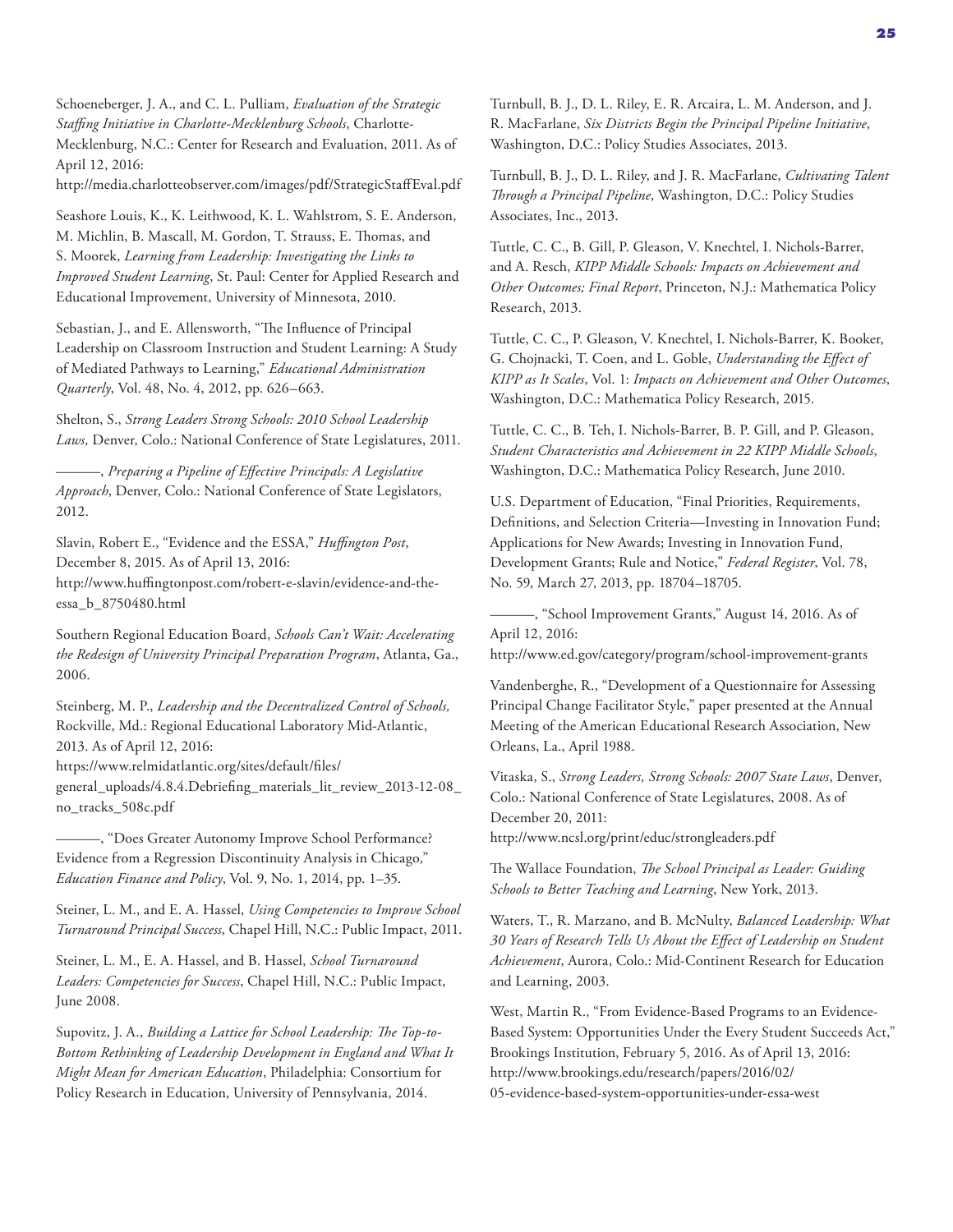Schoeneberger, J. A., and C. L. Pulliam, *Evaluation of the Strategic Staffing Initiative in Charlotte-Mecklenburg Schools*, Charlotte-Mecklenburg, N.C.: Center for Research and Evaluation, 2011. As of April 12, 2016: http://media.charlotteobserver.com/images/pdf/StrategicStaffEval.pdf

Seashore Louis, K., K. Leithwood, K. L. Wahlstrom, S. E. Anderson, M. Michlin, B. Mascall, M. Gordon, T. Strauss, E. Thomas, and S. Moorek, *Learning from Leadership: Investigating the Links to Improved Student Learning*, St. Paul: Center for Applied Research and Educational Improvement, University of Minnesota, 2010.

Sebastian, J., and E. Allensworth, "The Influence of Principal Leadership on Classroom Instruction and Student Learning: A Study of Mediated Pathways to Learning," *Educational Administration Quarterly*, Vol. 48, No. 4, 2012, pp. 626–663.

Shelton, S., *Strong Leaders Strong Schools: 2010 School Leadership Laws,* Denver, Colo.: National Conference of State Legislatures, 2011.

———, *Preparing a Pipeline of Effective Principals: A Legislative Approach*, Denver, Colo.: National Conference of State Legislators, 2012.

Slavin, Robert E., "Evidence and the ESSA," *Huffington Post*, December 8, 2015. As of April 13, 2016: http://www.huffingtonpost.com/robert-e-slavin/evidence-and-the-essa_b_8750480.html

Southern Regional Education Board, *Schools Can't Wait: Accelerating the Redesign of University Principal Preparation Program*, Atlanta, Ga., 2006.

Steinberg, M. P., *Leadership and the Decentralized Control of Schools,* Rockville, Md.: Regional Educational Laboratory Mid-Atlantic, 2013. As of April 12, 2016: https://www.relmidatlantic.org/sites/default/files/general_uploads/4.8.4.Debriefing_materials_lit_review_2013-12-08_no_tracks_508c.pdf

———, "Does Greater Autonomy Improve School Performance? Evidence from a Regression Discontinuity Analysis in Chicago," *Education Finance and Policy*, Vol. 9, No. 1, 2014, pp. 1–35.

Steiner, L. M., and E. A. Hassel, *Using Competencies to Improve School Turnaround Principal Success*, Chapel Hill, N.C.: Public Impact, 2011.

Steiner, L. M., E. A. Hassel, and B. Hassel, *School Turnaround Leaders: Competencies for Success*, Chapel Hill, N.C.: Public Impact, June 2008.

Supovitz, J. A., *Building a Lattice for School Leadership: The Top-to-Bottom Rethinking of Leadership Development in England and What It Might Mean for American Education*, Philadelphia: Consortium for Policy Research in Education, University of Pennsylvania, 2014.

Turnbull, B. J., D. L. Riley, E. R. Arcaira, L. M. Anderson, and J. R. MacFarlane, *Six Districts Begin the Principal Pipeline Initiative*, Washington, D.C.: Policy Studies Associates, 2013.

Turnbull, B. J., D. L. Riley, and J. R. MacFarlane, *Cultivating Talent Through a Principal Pipeline*, Washington, D.C.: Policy Studies Associates, Inc., 2013.

Tuttle, C. C., B. Gill, P. Gleason, V. Knechtel, I. Nichols-Barrer, and A. Resch, *KIPP Middle Schools: Impacts on Achievement and Other Outcomes; Final Report*, Princeton, N.J.: Mathematica Policy Research, 2013.

Tuttle, C. C., P. Gleason, V. Knechtel, I. Nichols-Barrer, K. Booker, G. Chojnacki, T. Coen, and L. Goble, *Understanding the Effect of KIPP as It Scales*, Vol. 1: *Impacts on Achievement and Other Outcomes*, Washington, D.C.: Mathematica Policy Research, 2015.

Tuttle, C. C., B. Teh, I. Nichols-Barrer, B. P. Gill, and P. Gleason, *Student Characteristics and Achievement in 22 KIPP Middle Schools*, Washington, D.C.: Mathematica Policy Research, June 2010.

U.S. Department of Education, "Final Priorities, Requirements, Definitions, and Selection Criteria—Investing in Innovation Fund; Applications for New Awards; Investing in Innovation Fund, Development Grants; Rule and Notice," *Federal Register*, Vol. 78, No. 59, March 27, 2013, pp. 18704–18705.

———, "School Improvement Grants," August 14, 2016. As of April 12, 2016: http://www.ed.gov/category/program/school-improvement-grants

Vandenberghe, R., "Development of a Questionnaire for Assessing Principal Change Facilitator Style," paper presented at the Annual Meeting of the American Educational Research Association, New Orleans, La., April 1988.

Vitaska, S., *Strong Leaders, Strong Schools: 2007 State Laws*, Denver, Colo.: National Conference of State Legislatures, 2008. As of December 20, 2011: http://www.ncsl.org/print/educ/strongleaders.pdf

The Wallace Foundation, *The School Principal as Leader: Guiding Schools to Better Teaching and Learning*, New York, 2013.

Waters, T., R. Marzano, and B. McNulty, *Balanced Leadership: What 30 Years of Research Tells Us About the Effect of Leadership on Student Achievement*, Aurora, Colo.: Mid-Continent Research for Education and Learning, 2003.

West, Martin R., "From Evidence-Based Programs to an Evidence-Based System: Opportunities Under the Every Student Succeeds Act," Brookings Institution, February 5, 2016. As of April 13, 2016: http://www.brookings.edu/research/papers/2016/02/05-evidence-based-system-opportunities-under-essa-west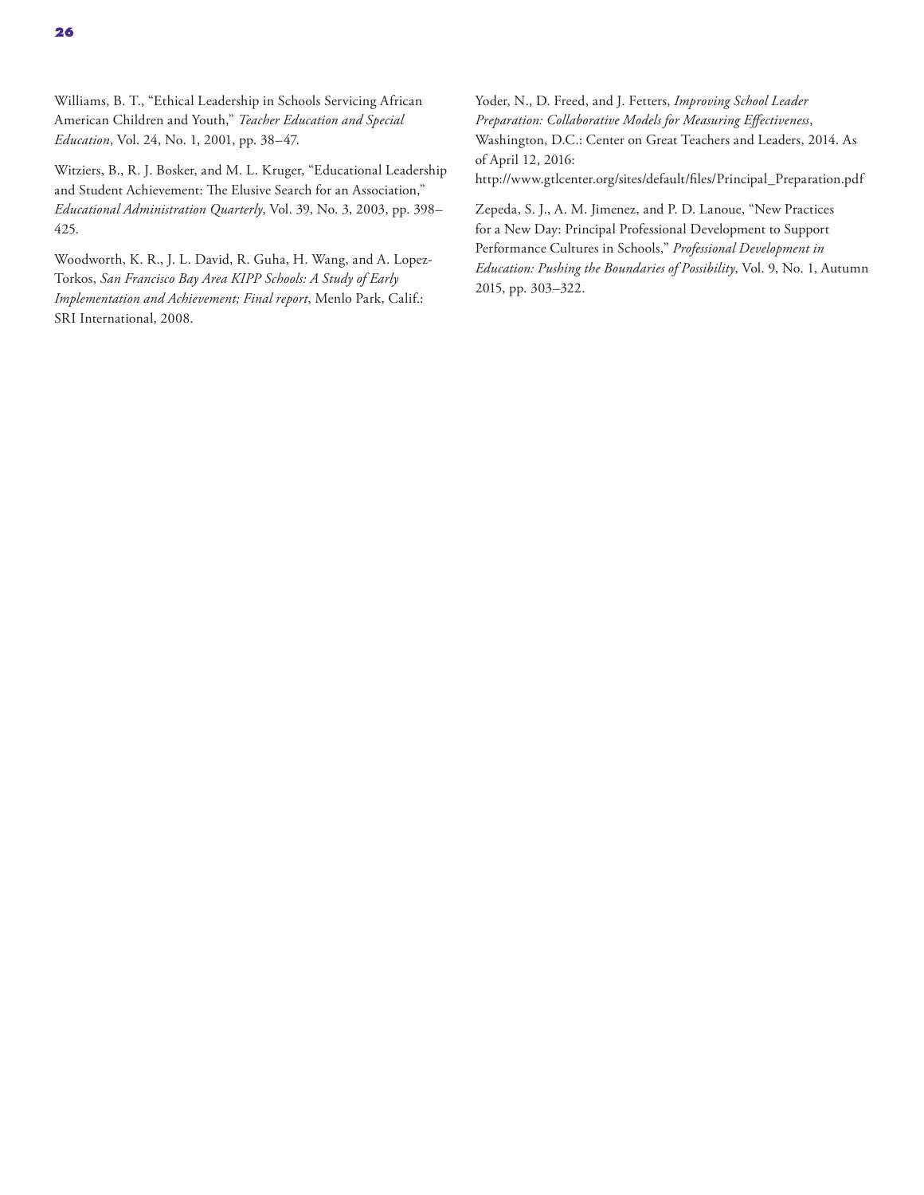Williams, B. T., "Ethical Leadership in Schools Servicing African American Children and Youth," *Teacher Education and Special Education*, Vol. 24, No. 1, 2001, pp. 38–47.

Witziers, B., R. J. Bosker, and M. L. Kruger, "Educational Leadership and Student Achievement: The Elusive Search for an Association," *Educational Administration Quarterly*, Vol. 39, No. 3, 2003, pp. 398–425.

Woodworth, K. R., J. L. David, R. Guha, H. Wang, and A. Lopez-Torkos, *San Francisco Bay Area KIPP Schools: A Study of Early Implementation and Achievement; Final report*, Menlo Park, Calif.: SRI International, 2008.

Yoder, N., D. Freed, and J. Fetters, *Improving School Leader Preparation: Collaborative Models for Measuring Effectiveness*, Washington, D.C.: Center on Great Teachers and Leaders, 2014. As of April 12, 2016:
http://www.gtlcenter.org/sites/default/files/Principal_Preparation.pdf

Zepeda, S. J., A. M. Jimenez, and P. D. Lanoue, "New Practices for a New Day: Principal Professional Development to Support Performance Cultures in Schools," *Professional Development in Education: Pushing the Boundaries of Possibility*, Vol. 9, No. 1, Autumn 2015, pp. 303–322.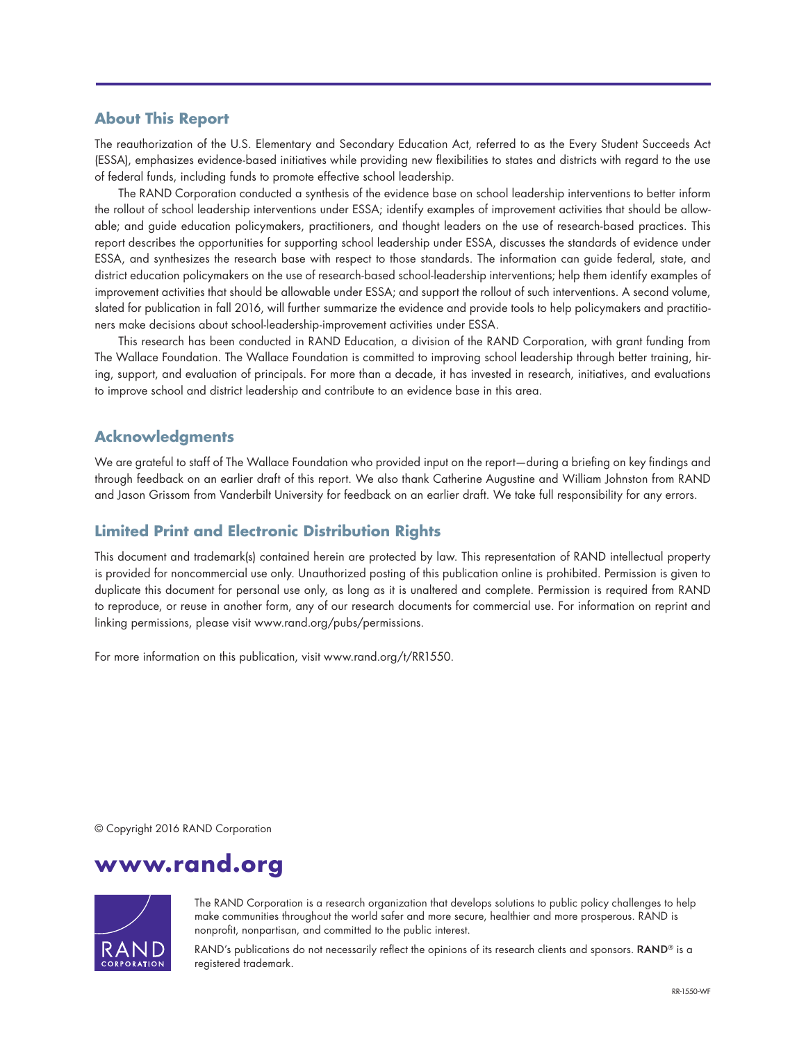## About This Report

The reauthorization of the U.S. Elementary and Secondary Education Act, referred to as the Every Student Succeeds Act (ESSA), emphasizes evidence-based initiatives while providing new flexibilities to states and districts with regard to the use of federal funds, including funds to promote effective school leadership.

The RAND Corporation conducted a synthesis of the evidence base on school leadership interventions to better inform the rollout of school leadership interventions under ESSA; identify examples of improvement activities that should be allowable; and guide education policymakers, practitioners, and thought leaders on the use of research-based practices. This report describes the opportunities for supporting school leadership under ESSA, discusses the standards of evidence under ESSA, and synthesizes the research base with respect to those standards. The information can guide federal, state, and district education policymakers on the use of research-based school-leadership interventions; help them identify examples of improvement activities that should be allowable under ESSA; and support the rollout of such interventions. A second volume, slated for publication in fall 2016, will further summarize the evidence and provide tools to help policymakers and practitioners make decisions about school-leadership-improvement activities under ESSA.

This research has been conducted in RAND Education, a division of the RAND Corporation, with grant funding from The Wallace Foundation. The Wallace Foundation is committed to improving school leadership through better training, hiring, support, and evaluation of principals. For more than a decade, it has invested in research, initiatives, and evaluations to improve school and district leadership and contribute to an evidence base in this area.

## Acknowledgments

We are grateful to staff of The Wallace Foundation who provided input on the report—during a briefing on key findings and through feedback on an earlier draft of this report. We also thank Catherine Augustine and William Johnston from RAND and Jason Grissom from Vanderbilt University for feedback on an earlier draft. We take full responsibility for any errors.

## Limited Print and Electronic Distribution Rights

This document and trademark(s) contained herein are protected by law. This representation of RAND intellectual property is provided for noncommercial use only. Unauthorized posting of this publication online is prohibited. Permission is given to duplicate this document for personal use only, as long as it is unaltered and complete. Permission is required from RAND to reproduce, or reuse in another form, any of our research documents for commercial use. For information on reprint and linking permissions, please visit www.rand.org/pubs/permissions.

For more information on this publication, visit www.rand.org/t/RR1550.

© Copyright 2016 RAND Corporation

**www.rand.org**

RAND CORPORATION

The RAND Corporation is a research organization that develops solutions to public policy challenges to help make communities throughout the world safer and more secure, healthier and more prosperous. RAND is nonprofit, nonpartisan, and committed to the public interest.

RAND's publications do not necessarily reflect the opinions of its research clients and sponsors. **RAND**® is a registered trademark.

RR-1550-WF